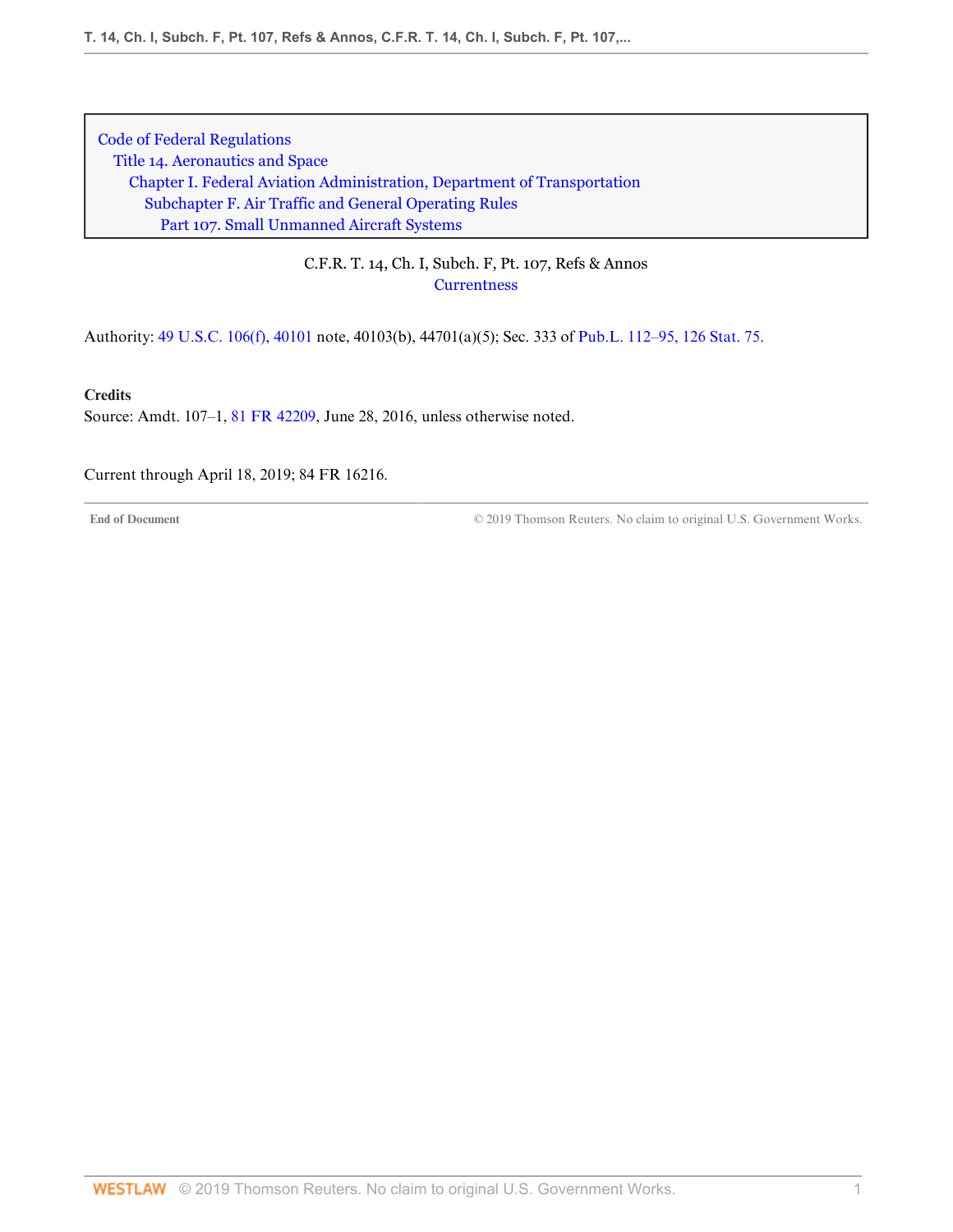Code of Federal Regulations
Title 14. Aeronautics and Space
Chapter I. Federal Aviation Administration, Department of Transportation
Subchapter F. Air Traffic and General Operating Rules
Part 107. Small Unmanned Aircraft Systems

C.F.R. T. 14, Ch. I, Subch. F, Pt. 107, Refs & Annos

Currentness

Authority: 49 U.S.C. 106(f), 40101 note, 40103(b), 44701(a)(5); Sec. 333 of Pub.L. 112–95, 126 Stat. 75.

**Credits**

Source: Amdt. 107–1, 81 FR 42209, June 28, 2016, unless otherwise noted.

Current through April 18, 2019; 84 FR 16216.

End of Document © 2019 Thomson Reuters. No claim to original U.S. Government Works.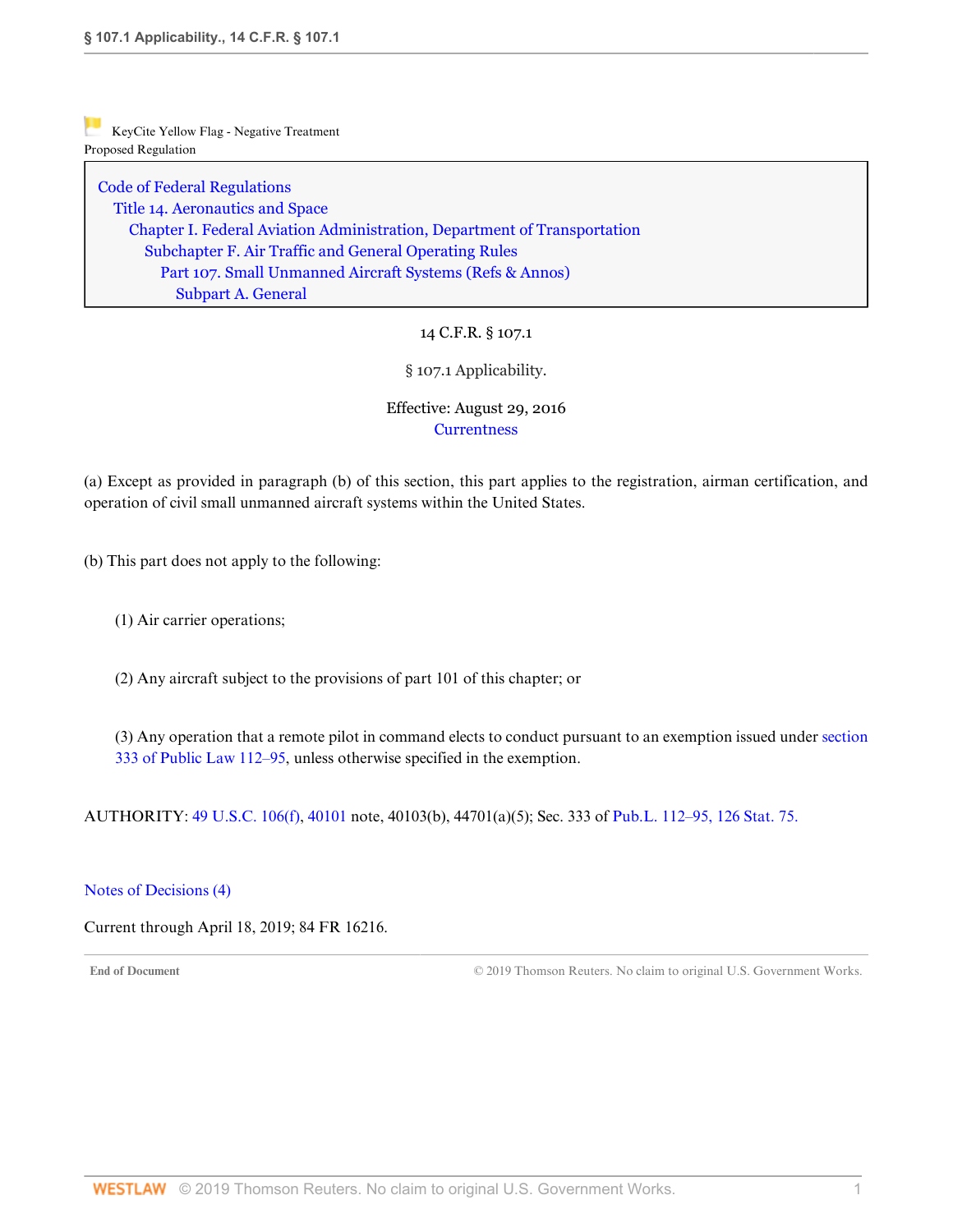KeyCite Yellow Flag - Negative Treatment
Proposed Regulation

Code of Federal Regulations
Title 14. Aeronautics and Space
Chapter I. Federal Aviation Administration, Department of Transportation
Subchapter F. Air Traffic and General Operating Rules
Part 107. Small Unmanned Aircraft Systems (Refs & Annos)
Subpart A. General

14 C.F.R. § 107.1

# § 107.1 Applicability.

Effective: August 29, 2016
Currentness

(a) Except as provided in paragraph (b) of this section, this part applies to the registration, airman certification, and operation of civil small unmanned aircraft systems within the United States.

(b) This part does not apply to the following:

(1) Air carrier operations;

(2) Any aircraft subject to the provisions of part 101 of this chapter; or

(3) Any operation that a remote pilot in command elects to conduct pursuant to an exemption issued under section 333 of Public Law 112–95, unless otherwise specified in the exemption.

AUTHORITY: 49 U.S.C. 106(f), 40101 note, 40103(b), 44701(a)(5); Sec. 333 of Pub.L. 112–95, 126 Stat. 75.

Notes of Decisions (4)

Current through April 18, 2019; 84 FR 16216.

End of Document © 2019 Thomson Reuters. No claim to original U.S. Government Works.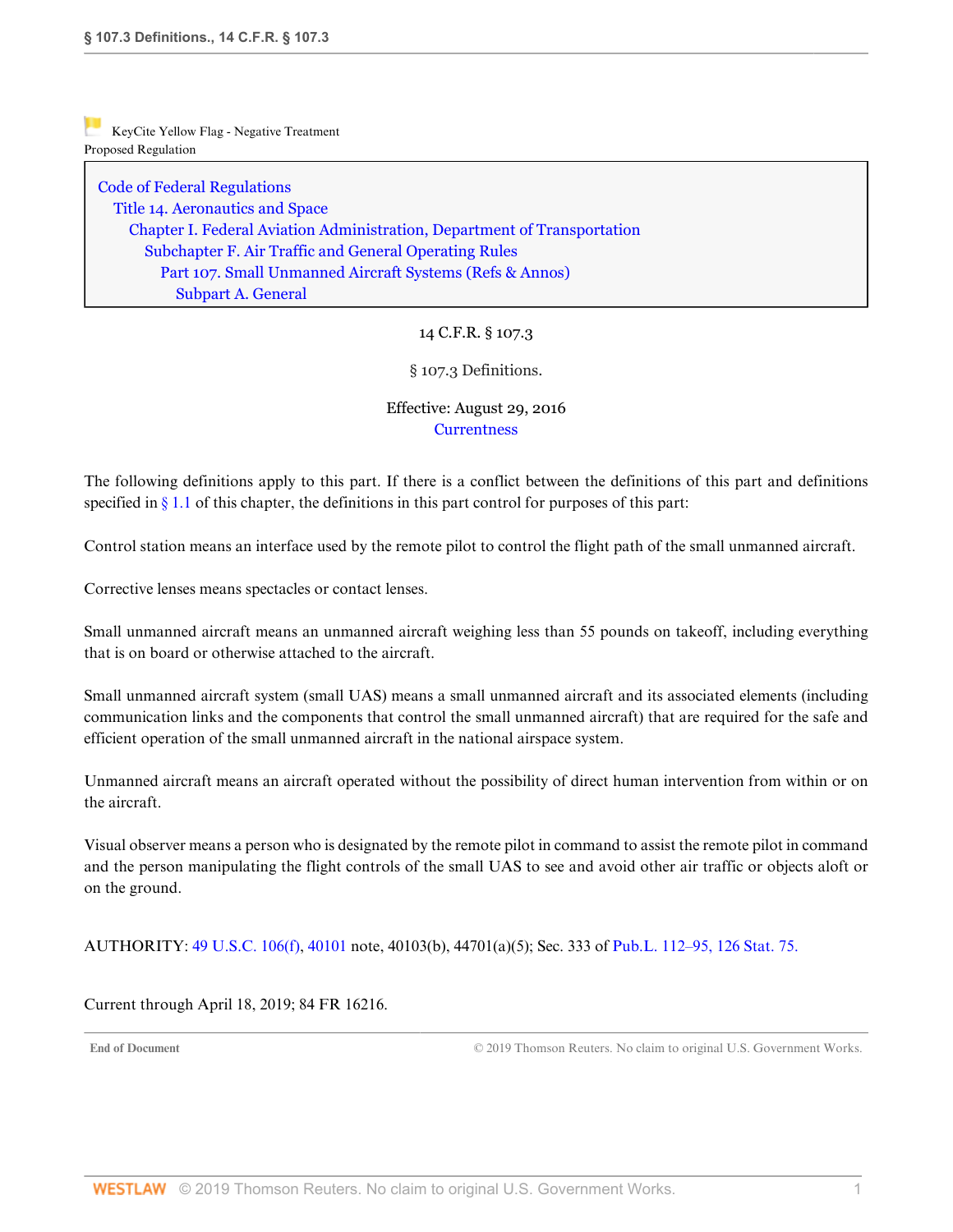KeyCite Yellow Flag - Negative Treatment
Proposed Regulation

Code of Federal Regulations
Title 14. Aeronautics and Space
Chapter I. Federal Aviation Administration, Department of Transportation
Subchapter F. Air Traffic and General Operating Rules
Part 107. Small Unmanned Aircraft Systems (Refs & Annos)
Subpart A. General

14 C.F.R. § 107.3

# § 107.3 Definitions.

Effective: August 29, 2016
Currentness

The following definitions apply to this part. If there is a conflict between the definitions of this part and definitions specified in § 1.1 of this chapter, the definitions in this part control for purposes of this part:

Control station means an interface used by the remote pilot to control the flight path of the small unmanned aircraft.

Corrective lenses means spectacles or contact lenses.

Small unmanned aircraft means an unmanned aircraft weighing less than 55 pounds on takeoff, including everything that is on board or otherwise attached to the aircraft.

Small unmanned aircraft system (small UAS) means a small unmanned aircraft and its associated elements (including communication links and the components that control the small unmanned aircraft) that are required for the safe and efficient operation of the small unmanned aircraft in the national airspace system.

Unmanned aircraft means an aircraft operated without the possibility of direct human intervention from within or on the aircraft.

Visual observer means a person who is designated by the remote pilot in command to assist the remote pilot in command and the person manipulating the flight controls of the small UAS to see and avoid other air traffic or objects aloft or on the ground.

AUTHORITY: 49 U.S.C. 106(f), 40101 note, 40103(b), 44701(a)(5); Sec. 333 of Pub.L. 112–95, 126 Stat. 75.

Current through April 18, 2019; 84 FR 16216.

End of Document © 2019 Thomson Reuters. No claim to original U.S. Government Works.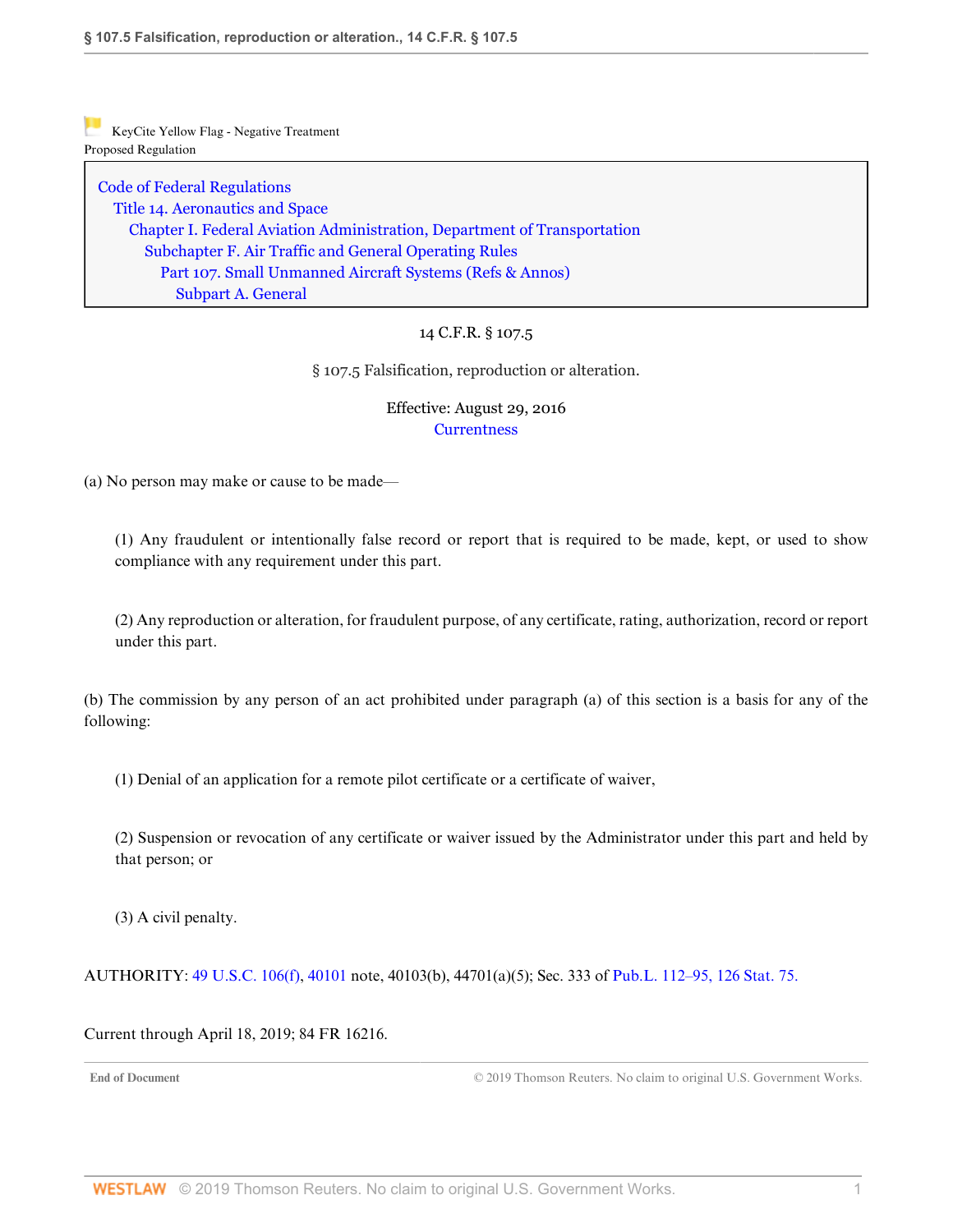KeyCite Yellow Flag - Negative Treatment
Proposed Regulation

Code of Federal Regulations
Title 14. Aeronautics and Space
Chapter I. Federal Aviation Administration, Department of Transportation
Subchapter F. Air Traffic and General Operating Rules
Part 107. Small Unmanned Aircraft Systems (Refs & Annos)
Subpart A. General

14 C.F.R. § 107.5

# § 107.5 Falsification, reproduction or alteration.

Effective: August 29, 2016
Currentness

(a) No person may make or cause to be made—

(1) Any fraudulent or intentionally false record or report that is required to be made, kept, or used to show compliance with any requirement under this part.

(2) Any reproduction or alteration, for fraudulent purpose, of any certificate, rating, authorization, record or report under this part.

(b) The commission by any person of an act prohibited under paragraph (a) of this section is a basis for any of the following:

(1) Denial of an application for a remote pilot certificate or a certificate of waiver,

(2) Suspension or revocation of any certificate or waiver issued by the Administrator under this part and held by that person; or

(3) A civil penalty.

AUTHORITY: 49 U.S.C. 106(f), 40101 note, 40103(b), 44701(a)(5); Sec. 333 of Pub.L. 112–95, 126 Stat. 75.

Current through April 18, 2019; 84 FR 16216.

End of Document © 2019 Thomson Reuters. No claim to original U.S. Government Works.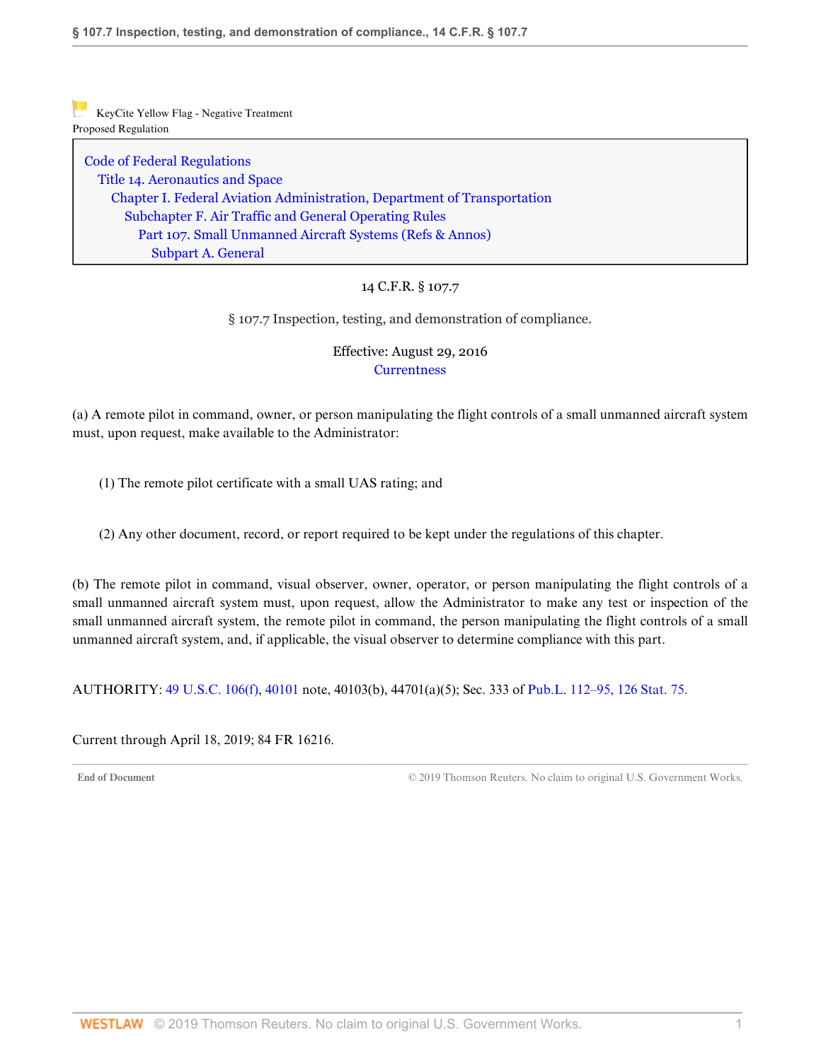KeyCite Yellow Flag - Negative Treatment
Proposed Regulation

Code of Federal Regulations
Title 14. Aeronautics and Space
Chapter I. Federal Aviation Administration, Department of Transportation
Subchapter F. Air Traffic and General Operating Rules
Part 107. Small Unmanned Aircraft Systems (Refs & Annos)
Subpart A. General

14 C.F.R. § 107.7

# § 107.7 Inspection, testing, and demonstration of compliance.

Effective: August 29, 2016
Currentness

(a) A remote pilot in command, owner, or person manipulating the flight controls of a small unmanned aircraft system must, upon request, make available to the Administrator:

(1) The remote pilot certificate with a small UAS rating; and

(2) Any other document, record, or report required to be kept under the regulations of this chapter.

(b) The remote pilot in command, visual observer, owner, operator, or person manipulating the flight controls of a small unmanned aircraft system must, upon request, allow the Administrator to make any test or inspection of the small unmanned aircraft system, the remote pilot in command, the person manipulating the flight controls of a small unmanned aircraft system, and, if applicable, the visual observer to determine compliance with this part.

AUTHORITY: 49 U.S.C. 106(f), 40101 note, 40103(b), 44701(a)(5); Sec. 333 of Pub.L. 112–95, 126 Stat. 75.

Current through April 18, 2019; 84 FR 16216.

End of Document © 2019 Thomson Reuters. No claim to original U.S. Government Works.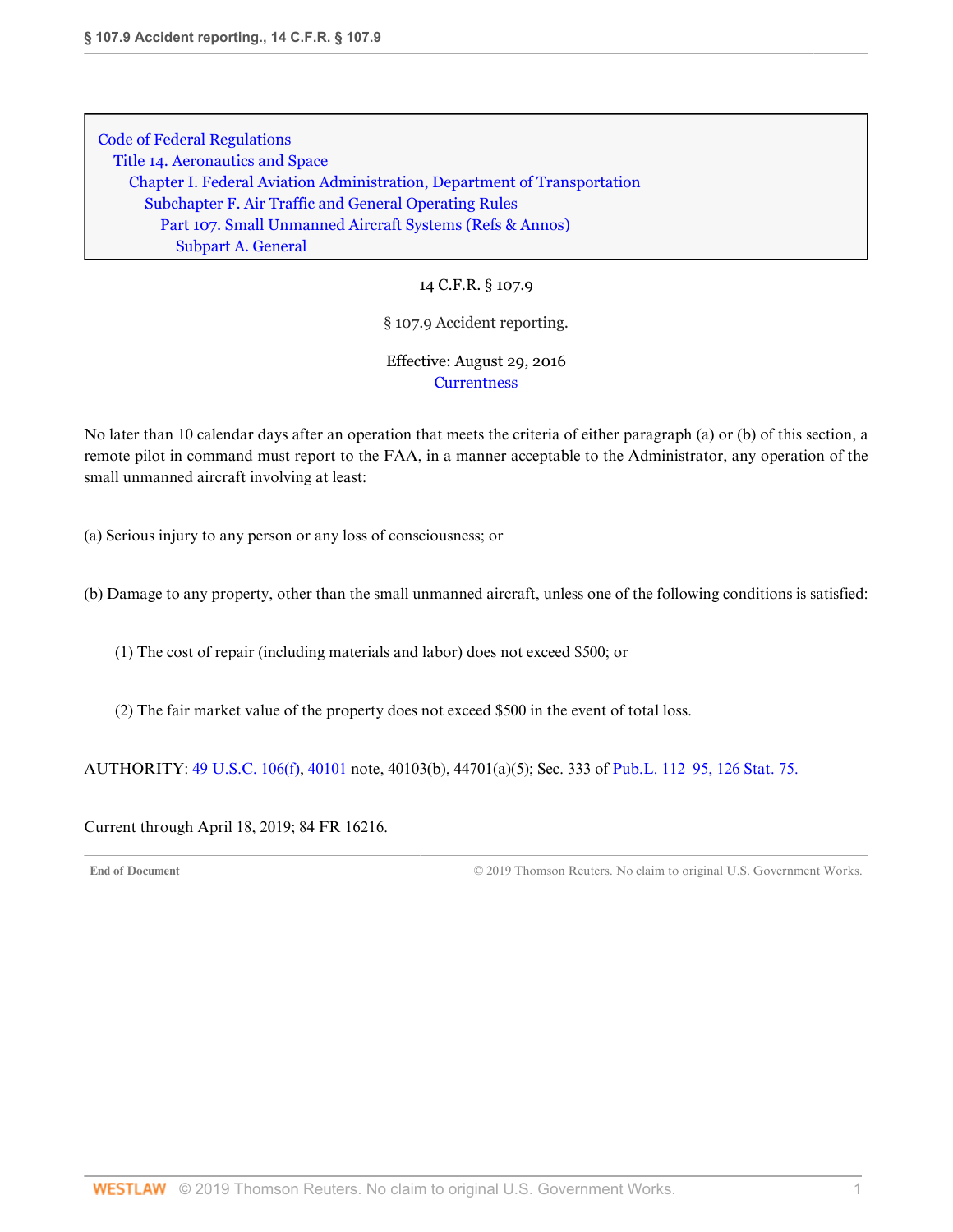Code of Federal Regulations
Title 14. Aeronautics and Space
Chapter I. Federal Aviation Administration, Department of Transportation
Subchapter F. Air Traffic and General Operating Rules
Part 107. Small Unmanned Aircraft Systems (Refs & Annos)
Subpart A. General

14 C.F.R. § 107.9

# § 107.9 Accident reporting.

Effective: August 29, 2016
Currentness

No later than 10 calendar days after an operation that meets the criteria of either paragraph (a) or (b) of this section, a remote pilot in command must report to the FAA, in a manner acceptable to the Administrator, any operation of the small unmanned aircraft involving at least:

(a) Serious injury to any person or any loss of consciousness; or

(b) Damage to any property, other than the small unmanned aircraft, unless one of the following conditions is satisfied:

(1) The cost of repair (including materials and labor) does not exceed $500; or

(2) The fair market value of the property does not exceed $500 in the event of total loss.

AUTHORITY: 49 U.S.C. 106(f), 40101 note, 40103(b), 44701(a)(5); Sec. 333 of Pub.L. 112–95, 126 Stat. 75.

Current through April 18, 2019; 84 FR 16216.

End of Document © 2019 Thomson Reuters. No claim to original U.S. Government Works.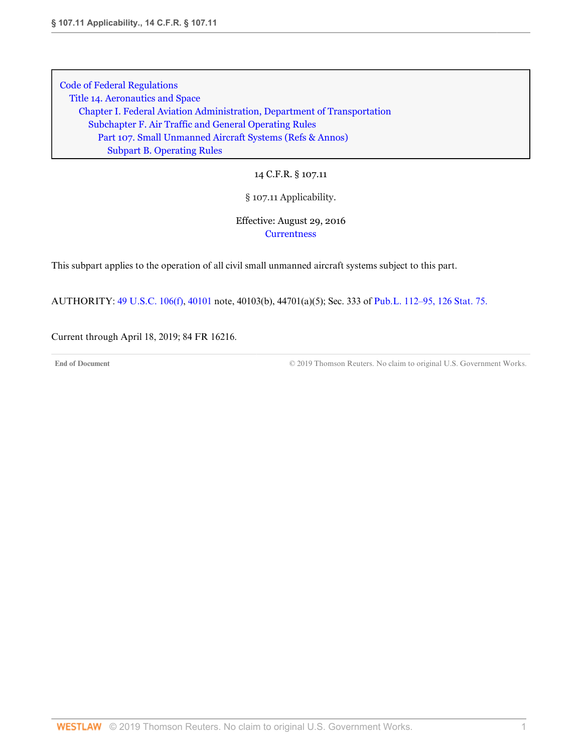Code of Federal Regulations
Title 14. Aeronautics and Space
Chapter I. Federal Aviation Administration, Department of Transportation
Subchapter F. Air Traffic and General Operating Rules
Part 107. Small Unmanned Aircraft Systems (Refs & Annos)
Subpart B. Operating Rules

14 C.F.R. § 107.11

# § 107.11 Applicability.

Effective: August 29, 2016

Currentness

This subpart applies to the operation of all civil small unmanned aircraft systems subject to this part.

AUTHORITY: 49 U.S.C. 106(f), 40101 note, 40103(b), 44701(a)(5); Sec. 333 of Pub.L. 112–95, 126 Stat. 75.

Current through April 18, 2019; 84 FR 16216.

End of Document © 2019 Thomson Reuters. No claim to original U.S. Government Works.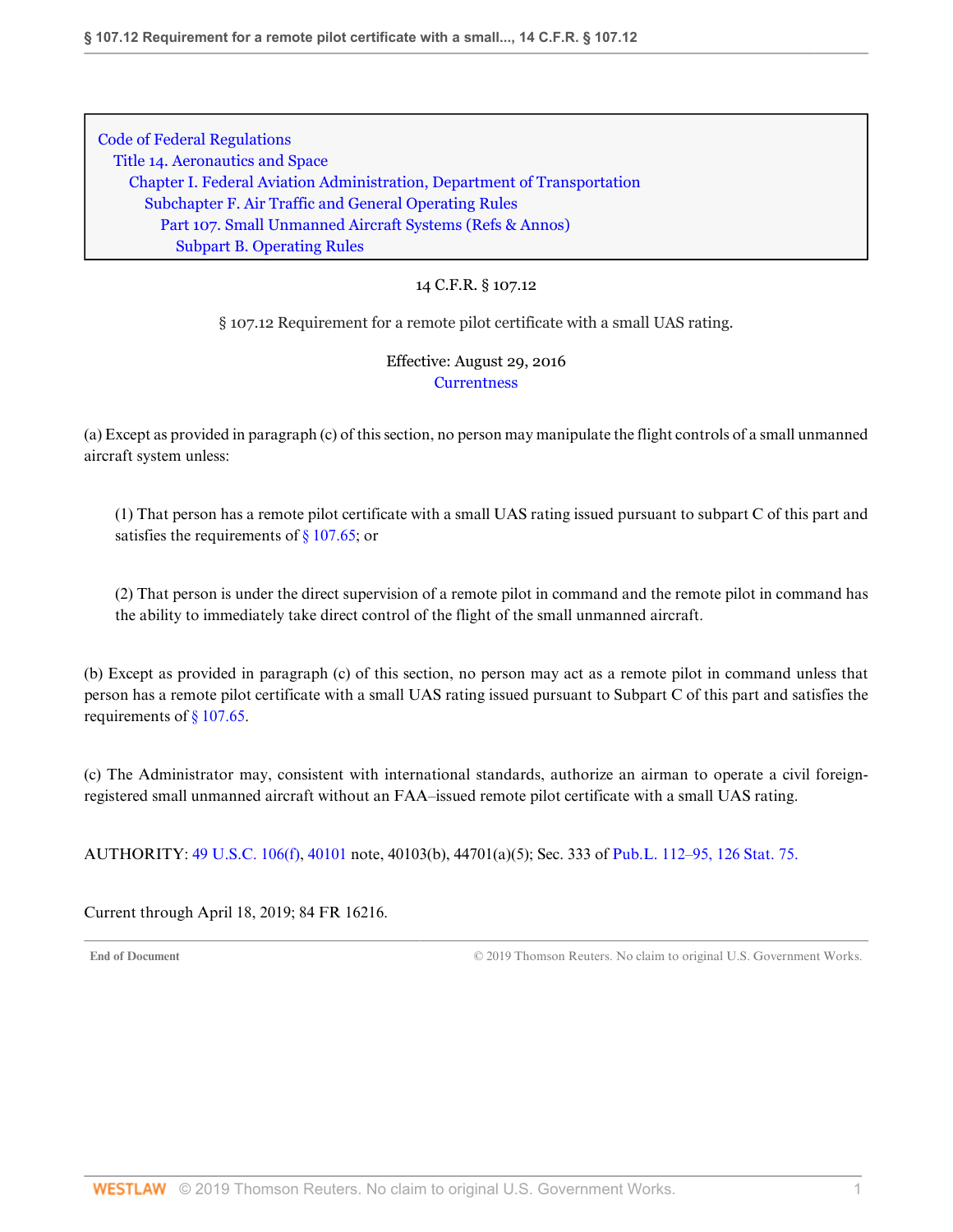Code of Federal Regulations
Title 14. Aeronautics and Space
Chapter I. Federal Aviation Administration, Department of Transportation
Subchapter F. Air Traffic and General Operating Rules
Part 107. Small Unmanned Aircraft Systems (Refs & Annos)
Subpart B. Operating Rules

14 C.F.R. § 107.12

# § 107.12 Requirement for a remote pilot certificate with a small UAS rating.

Effective: August 29, 2016

Currentness

(a) Except as provided in paragraph (c) of this section, no person may manipulate the flight controls of a small unmanned aircraft system unless:

(1) That person has a remote pilot certificate with a small UAS rating issued pursuant to subpart C of this part and satisfies the requirements of § 107.65; or

(2) That person is under the direct supervision of a remote pilot in command and the remote pilot in command has the ability to immediately take direct control of the flight of the small unmanned aircraft.

(b) Except as provided in paragraph (c) of this section, no person may act as a remote pilot in command unless that person has a remote pilot certificate with a small UAS rating issued pursuant to Subpart C of this part and satisfies the requirements of § 107.65.

(c) The Administrator may, consistent with international standards, authorize an airman to operate a civil foreign-registered small unmanned aircraft without an FAA–issued remote pilot certificate with a small UAS rating.

AUTHORITY: 49 U.S.C. 106(f), 40101 note, 40103(b), 44701(a)(5); Sec. 333 of Pub.L. 112–95, 126 Stat. 75.

Current through April 18, 2019; 84 FR 16216.

End of Document © 2019 Thomson Reuters. No claim to original U.S. Government Works.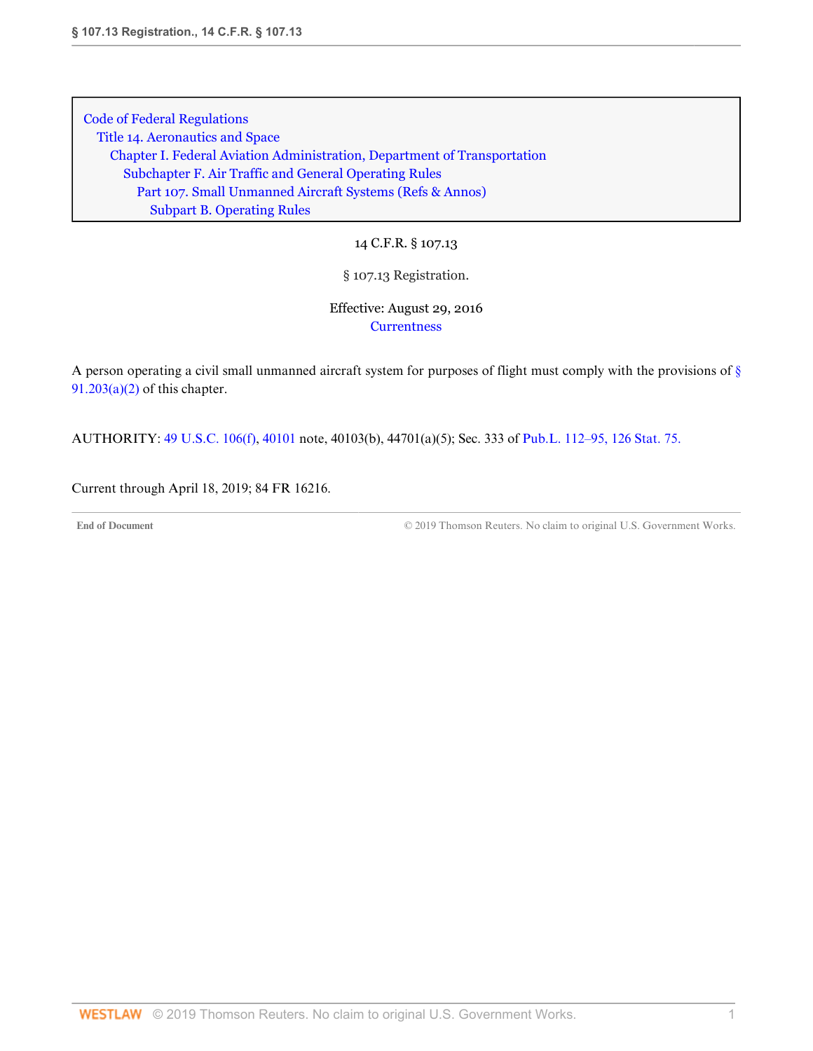Code of Federal Regulations
Title 14. Aeronautics and Space
Chapter I. Federal Aviation Administration, Department of Transportation
Subchapter F. Air Traffic and General Operating Rules
Part 107. Small Unmanned Aircraft Systems (Refs & Annos)
Subpart B. Operating Rules

14 C.F.R. § 107.13

# § 107.13 Registration.

Effective: August 29, 2016
Currentness

A person operating a civil small unmanned aircraft system for purposes of flight must comply with the provisions of § 91.203(a)(2) of this chapter.

AUTHORITY: 49 U.S.C. 106(f), 40101 note, 40103(b), 44701(a)(5); Sec. 333 of Pub.L. 112–95, 126 Stat. 75.

Current through April 18, 2019; 84 FR 16216.

End of Document © 2019 Thomson Reuters. No claim to original U.S. Government Works.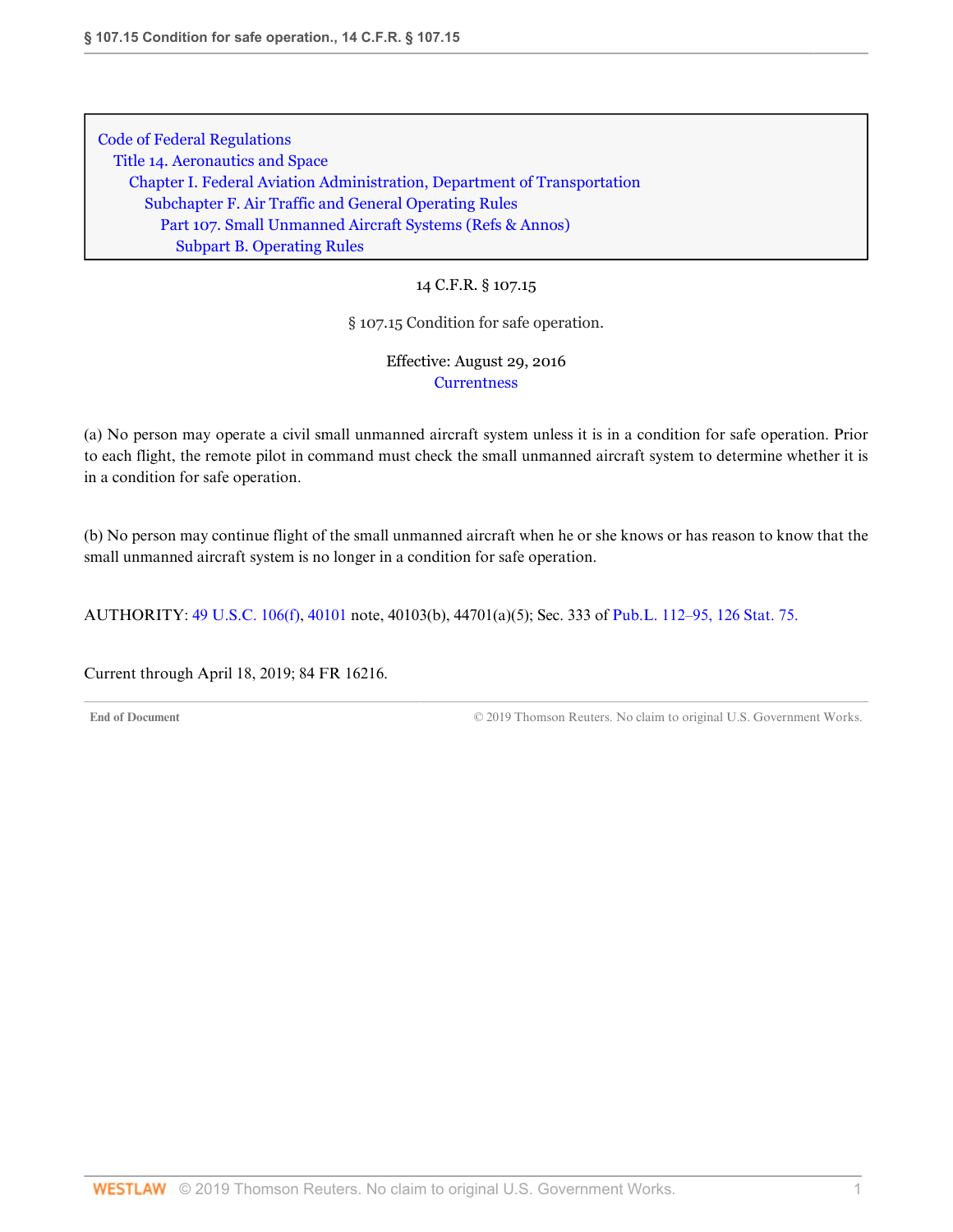Code of Federal Regulations
Title 14. Aeronautics and Space
Chapter I. Federal Aviation Administration, Department of Transportation
Subchapter F. Air Traffic and General Operating Rules
Part 107. Small Unmanned Aircraft Systems (Refs & Annos)
Subpart B. Operating Rules

14 C.F.R. § 107.15

§ 107.15 Condition for safe operation.

Effective: August 29, 2016
Currentness

(a) No person may operate a civil small unmanned aircraft system unless it is in a condition for safe operation. Prior to each flight, the remote pilot in command must check the small unmanned aircraft system to determine whether it is in a condition for safe operation.

(b) No person may continue flight of the small unmanned aircraft when he or she knows or has reason to know that the small unmanned aircraft system is no longer in a condition for safe operation.

AUTHORITY: 49 U.S.C. 106(f), 40101 note, 40103(b), 44701(a)(5); Sec. 333 of Pub.L. 112–95, 126 Stat. 75.

Current through April 18, 2019; 84 FR 16216.

End of Document © 2019 Thomson Reuters. No claim to original U.S. Government Works.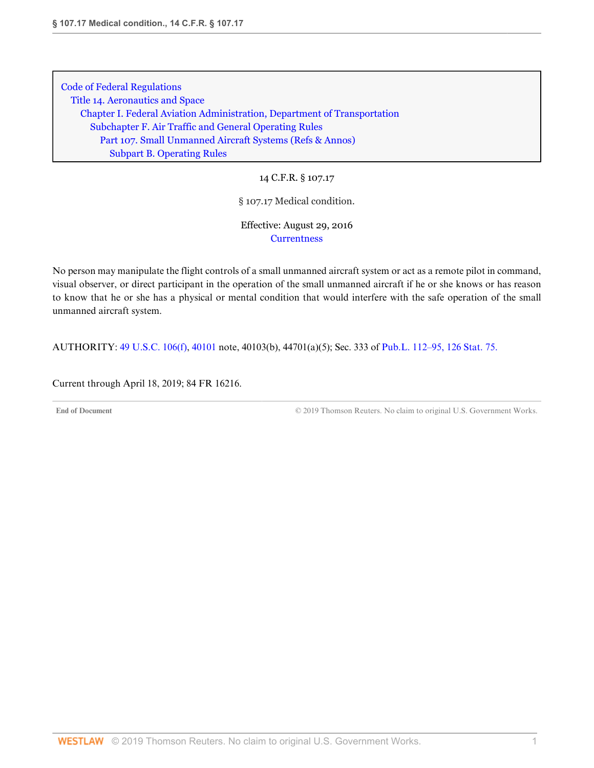Code of Federal Regulations
Title 14. Aeronautics and Space
Chapter I. Federal Aviation Administration, Department of Transportation
Subchapter F. Air Traffic and General Operating Rules
Part 107. Small Unmanned Aircraft Systems (Refs & Annos)
Subpart B. Operating Rules

14 C.F.R. § 107.17

# § 107.17 Medical condition.

Effective: August 29, 2016
Currentness

No person may manipulate the flight controls of a small unmanned aircraft system or act as a remote pilot in command, visual observer, or direct participant in the operation of the small unmanned aircraft if he or she knows or has reason to know that he or she has a physical or mental condition that would interfere with the safe operation of the small unmanned aircraft system.

AUTHORITY: 49 U.S.C. 106(f), 40101 note, 40103(b), 44701(a)(5); Sec. 333 of Pub.L. 112–95, 126 Stat. 75.

Current through April 18, 2019; 84 FR 16216.

End of Document © 2019 Thomson Reuters. No claim to original U.S. Government Works.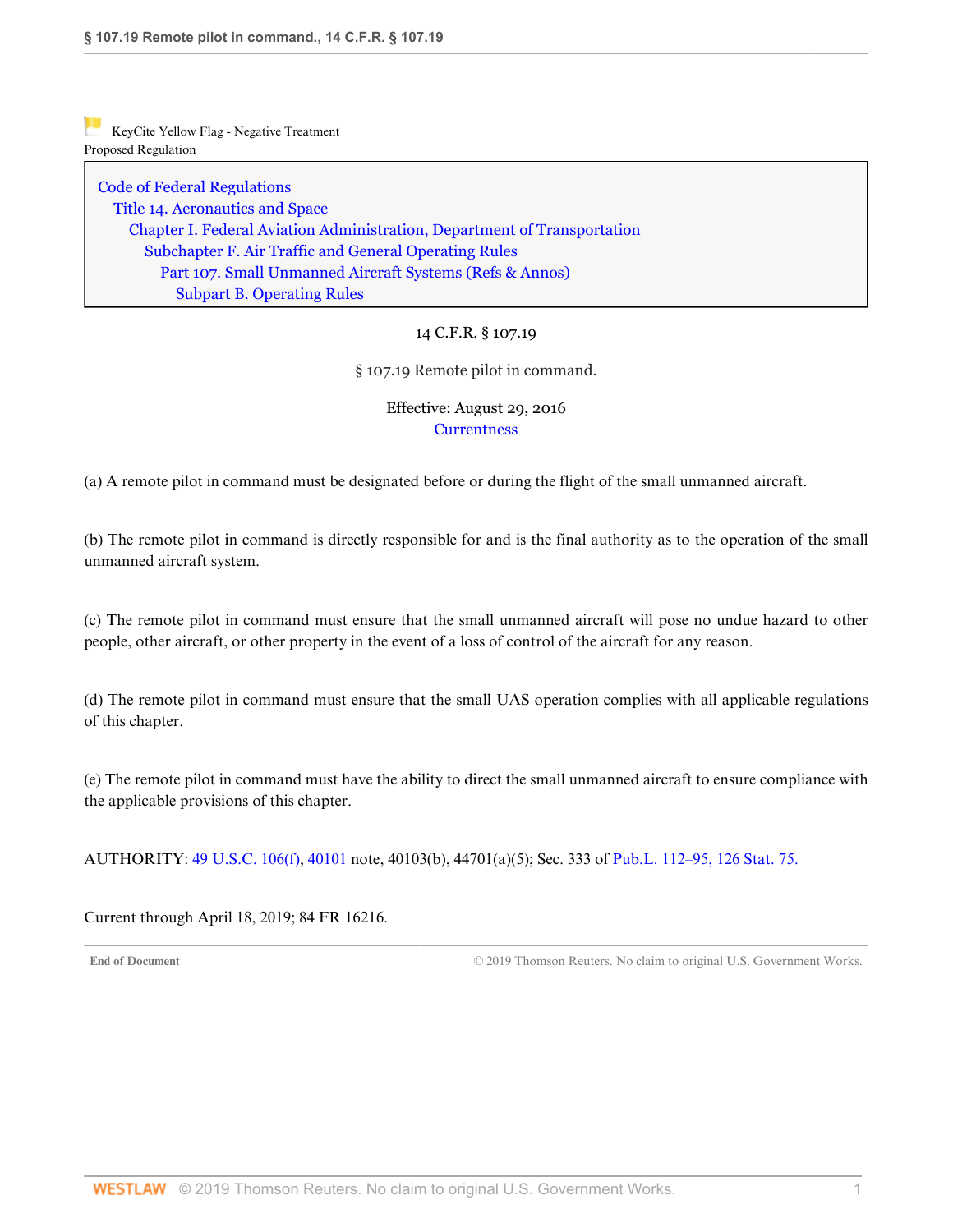KeyCite Yellow Flag - Negative Treatment
Proposed Regulation

Code of Federal Regulations
Title 14. Aeronautics and Space
Chapter I. Federal Aviation Administration, Department of Transportation
Subchapter F. Air Traffic and General Operating Rules
Part 107. Small Unmanned Aircraft Systems (Refs & Annos)
Subpart B. Operating Rules

14 C.F.R. § 107.19

# § 107.19 Remote pilot in command.

Effective: August 29, 2016

Currentness

(a) A remote pilot in command must be designated before or during the flight of the small unmanned aircraft.

(b) The remote pilot in command is directly responsible for and is the final authority as to the operation of the small unmanned aircraft system.

(c) The remote pilot in command must ensure that the small unmanned aircraft will pose no undue hazard to other people, other aircraft, or other property in the event of a loss of control of the aircraft for any reason.

(d) The remote pilot in command must ensure that the small UAS operation complies with all applicable regulations of this chapter.

(e) The remote pilot in command must have the ability to direct the small unmanned aircraft to ensure compliance with the applicable provisions of this chapter.

AUTHORITY: 49 U.S.C. 106(f), 40101 note, 40103(b), 44701(a)(5); Sec. 333 of Pub.L. 112–95, 126 Stat. 75.

Current through April 18, 2019; 84 FR 16216.

End of Document © 2019 Thomson Reuters. No claim to original U.S. Government Works.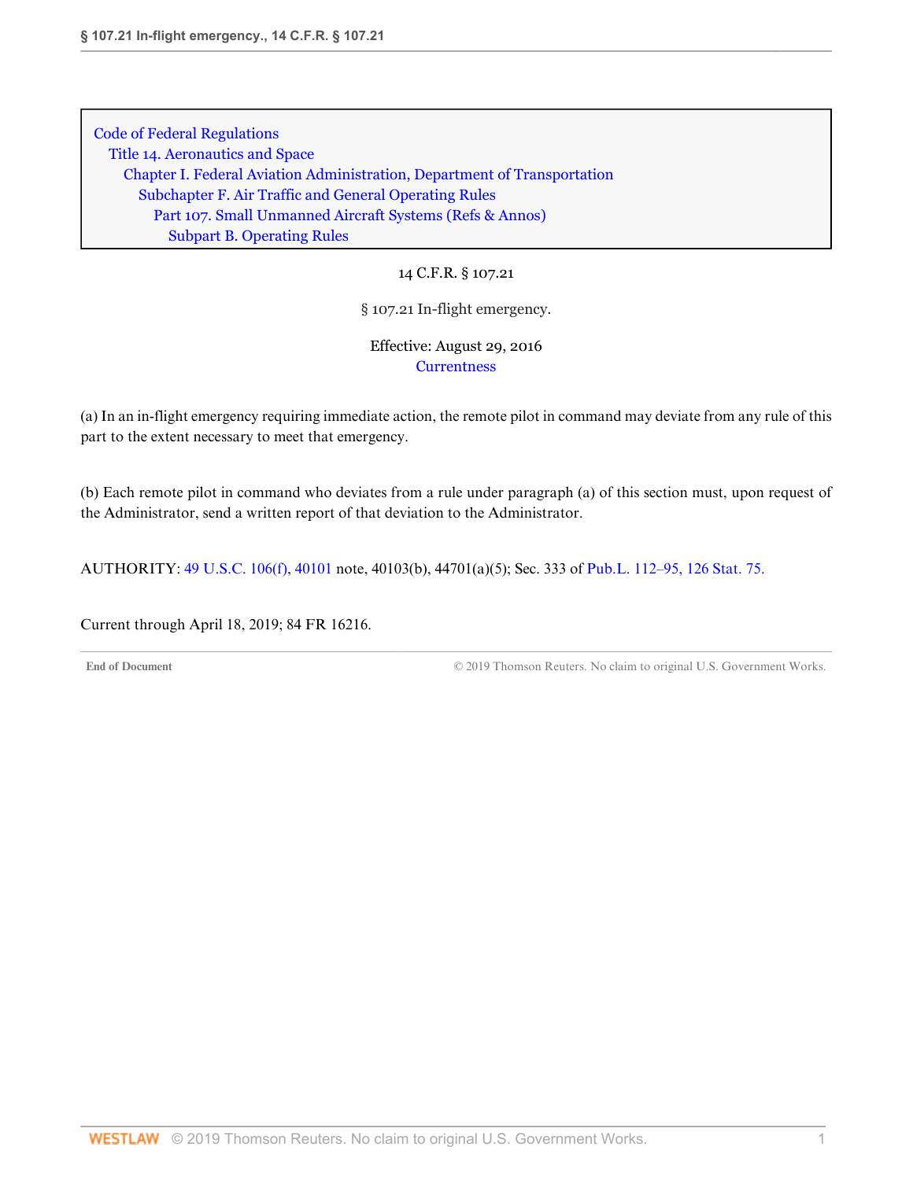Code of Federal Regulations
Title 14. Aeronautics and Space
Chapter I. Federal Aviation Administration, Department of Transportation
Subchapter F. Air Traffic and General Operating Rules
Part 107. Small Unmanned Aircraft Systems (Refs & Annos)
Subpart B. Operating Rules

14 C.F.R. § 107.21

# § 107.21 In-flight emergency.

Effective: August 29, 2016
Currentness

(a) In an in-flight emergency requiring immediate action, the remote pilot in command may deviate from any rule of this part to the extent necessary to meet that emergency.

(b) Each remote pilot in command who deviates from a rule under paragraph (a) of this section must, upon request of the Administrator, send a written report of that deviation to the Administrator.

AUTHORITY: 49 U.S.C. 106(f), 40101 note, 40103(b), 44701(a)(5); Sec. 333 of Pub.L. 112–95, 126 Stat. 75.

Current through April 18, 2019; 84 FR 16216.

End of Document © 2019 Thomson Reuters. No claim to original U.S. Government Works.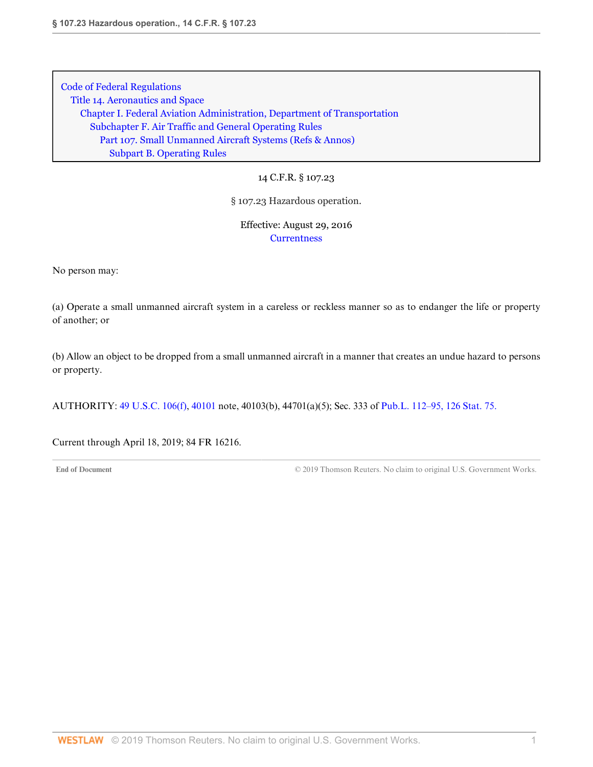Code of Federal Regulations
Title 14. Aeronautics and Space
Chapter I. Federal Aviation Administration, Department of Transportation
Subchapter F. Air Traffic and General Operating Rules
Part 107. Small Unmanned Aircraft Systems (Refs & Annos)
Subpart B. Operating Rules

14 C.F.R. § 107.23

# § 107.23 Hazardous operation.

Effective: August 29, 2016

Currentness

No person may:

(a) Operate a small unmanned aircraft system in a careless or reckless manner so as to endanger the life or property of another; or

(b) Allow an object to be dropped from a small unmanned aircraft in a manner that creates an undue hazard to persons or property.

AUTHORITY: 49 U.S.C. 106(f), 40101 note, 40103(b), 44701(a)(5); Sec. 333 of Pub.L. 112–95, 126 Stat. 75.

Current through April 18, 2019; 84 FR 16216.

End of Document © 2019 Thomson Reuters. No claim to original U.S. Government Works.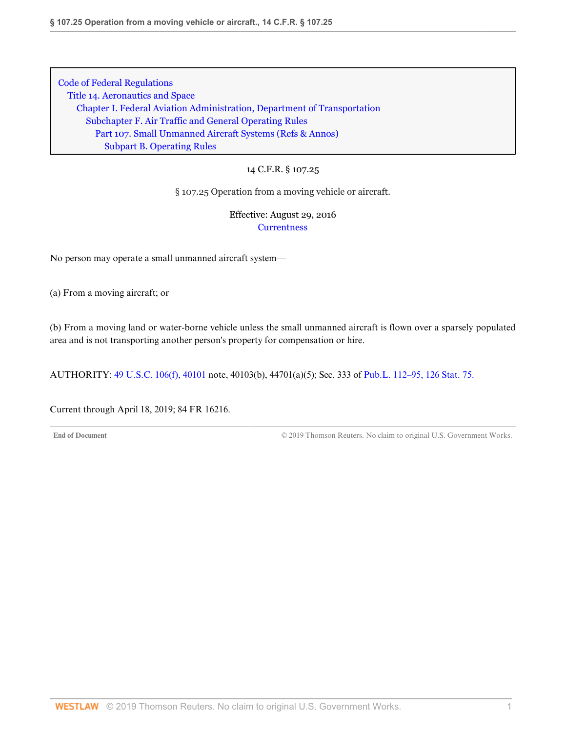Code of Federal Regulations
Title 14. Aeronautics and Space
Chapter I. Federal Aviation Administration, Department of Transportation
Subchapter F. Air Traffic and General Operating Rules
Part 107. Small Unmanned Aircraft Systems (Refs & Annos)
Subpart B. Operating Rules

14 C.F.R. § 107.25

# § 107.25 Operation from a moving vehicle or aircraft.

Effective: August 29, 2016

Currentness

No person may operate a small unmanned aircraft system—

(a) From a moving aircraft; or

(b) From a moving land or water-borne vehicle unless the small unmanned aircraft is flown over a sparsely populated area and is not transporting another person's property for compensation or hire.

AUTHORITY: 49 U.S.C. 106(f), 40101 note, 40103(b), 44701(a)(5); Sec. 333 of Pub.L. 112–95, 126 Stat. 75.

Current through April 18, 2019; 84 FR 16216.

End of Document © 2019 Thomson Reuters. No claim to original U.S. Government Works.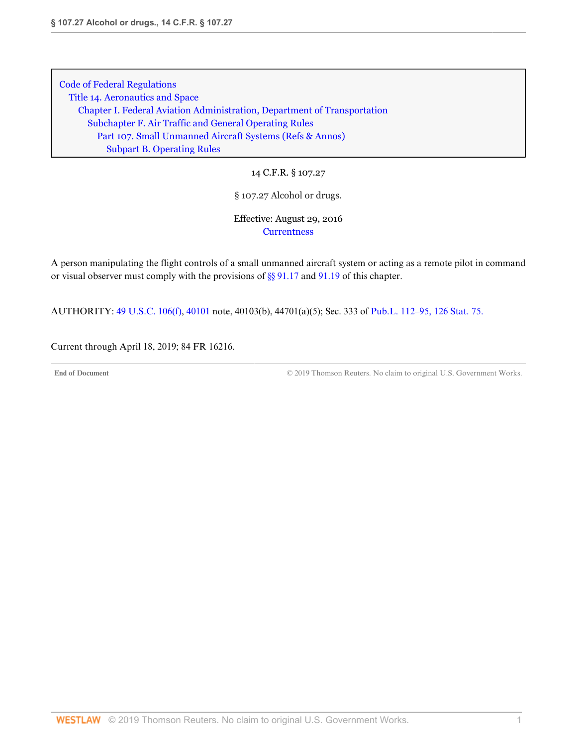Code of Federal Regulations
Title 14. Aeronautics and Space
Chapter I. Federal Aviation Administration, Department of Transportation
Subchapter F. Air Traffic and General Operating Rules
Part 107. Small Unmanned Aircraft Systems (Refs & Annos)
Subpart B. Operating Rules

14 C.F.R. § 107.27

# § 107.27 Alcohol or drugs.

Effective: August 29, 2016

Currentness

A person manipulating the flight controls of a small unmanned aircraft system or acting as a remote pilot in command or visual observer must comply with the provisions of §§ 91.17 and 91.19 of this chapter.

AUTHORITY: 49 U.S.C. 106(f), 40101 note, 40103(b), 44701(a)(5); Sec. 333 of Pub.L. 112–95, 126 Stat. 75.

Current through April 18, 2019; 84 FR 16216.

End of Document © 2019 Thomson Reuters. No claim to original U.S. Government Works.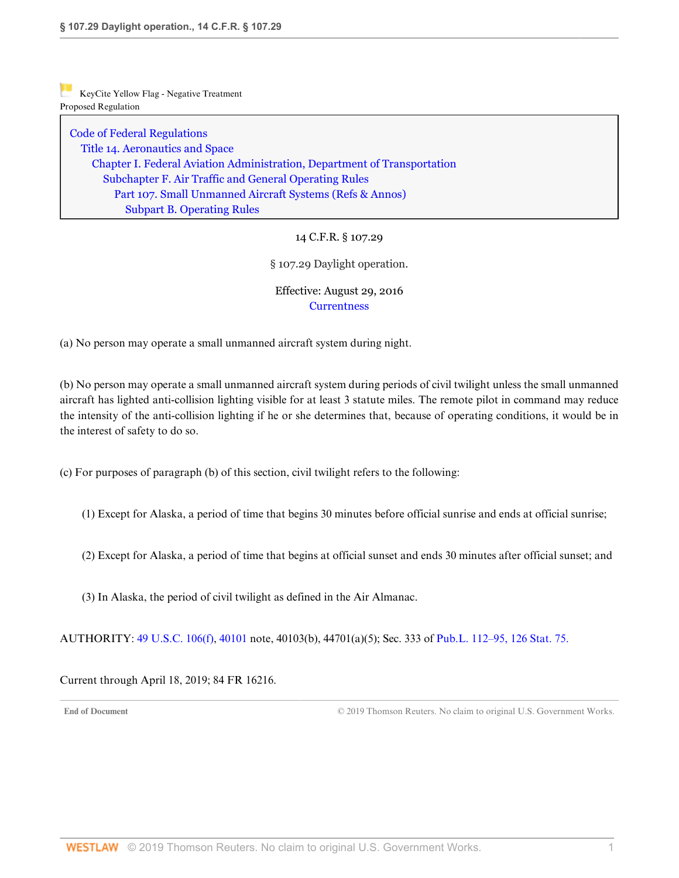KeyCite Yellow Flag - Negative Treatment
Proposed Regulation

Code of Federal Regulations
Title 14. Aeronautics and Space
Chapter I. Federal Aviation Administration, Department of Transportation
Subchapter F. Air Traffic and General Operating Rules
Part 107. Small Unmanned Aircraft Systems (Refs & Annos)
Subpart B. Operating Rules

14 C.F.R. § 107.29

# § 107.29 Daylight operation.

Effective: August 29, 2016
Currentness

(a) No person may operate a small unmanned aircraft system during night.

(b) No person may operate a small unmanned aircraft system during periods of civil twilight unless the small unmanned aircraft has lighted anti-collision lighting visible for at least 3 statute miles. The remote pilot in command may reduce the intensity of the anti-collision lighting if he or she determines that, because of operating conditions, it would be in the interest of safety to do so.

(c) For purposes of paragraph (b) of this section, civil twilight refers to the following:

(1) Except for Alaska, a period of time that begins 30 minutes before official sunrise and ends at official sunrise;

(2) Except for Alaska, a period of time that begins at official sunset and ends 30 minutes after official sunset; and

(3) In Alaska, the period of civil twilight as defined in the Air Almanac.

AUTHORITY: 49 U.S.C. 106(f), 40101 note, 40103(b), 44701(a)(5); Sec. 333 of Pub.L. 112–95, 126 Stat. 75.

Current through April 18, 2019; 84 FR 16216.

End of Document © 2019 Thomson Reuters. No claim to original U.S. Government Works.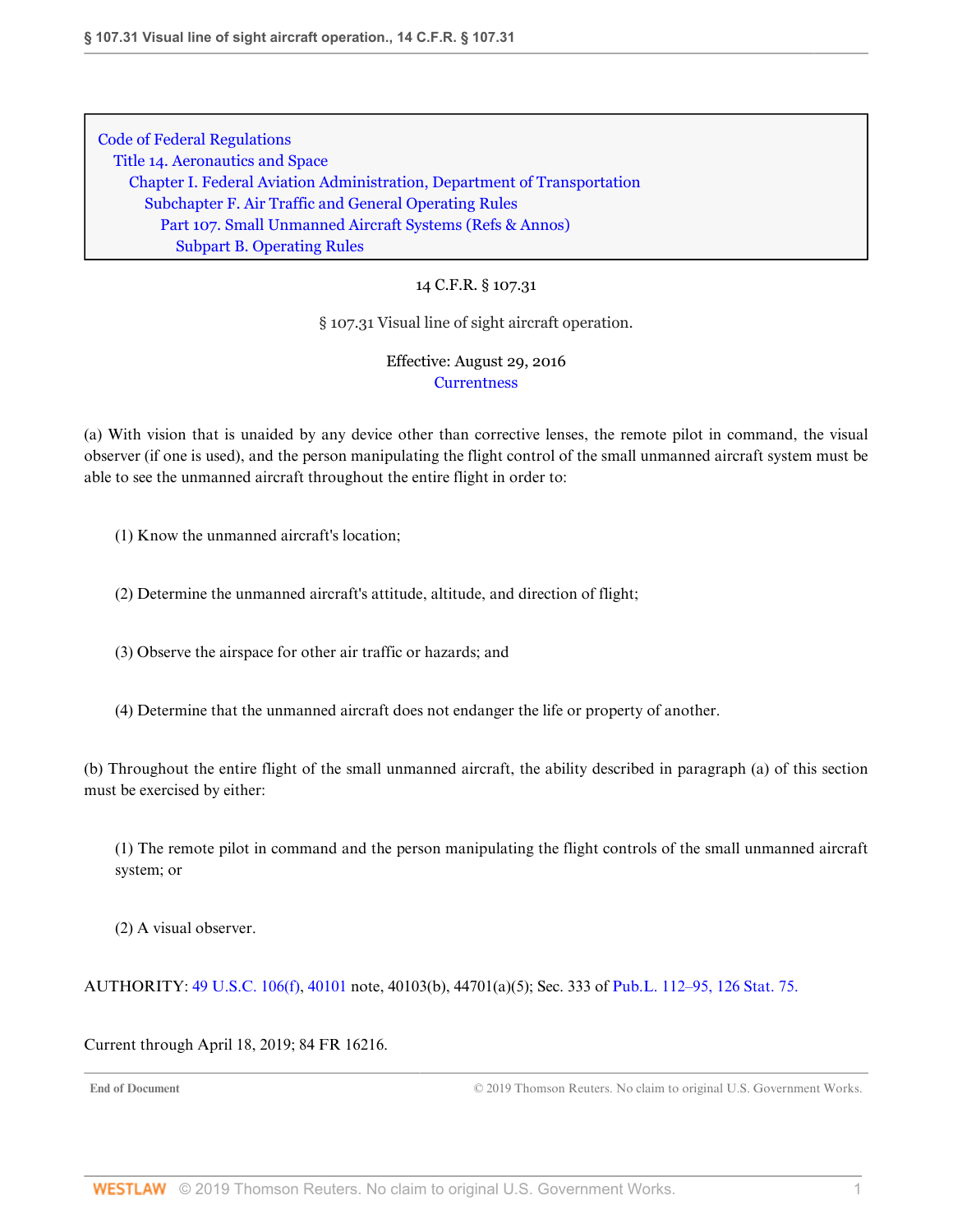Code of Federal Regulations
Title 14. Aeronautics and Space
Chapter I. Federal Aviation Administration, Department of Transportation
Subchapter F. Air Traffic and General Operating Rules
Part 107. Small Unmanned Aircraft Systems (Refs & Annos)
Subpart B. Operating Rules

14 C.F.R. § 107.31

# § 107.31 Visual line of sight aircraft operation.

Effective: August 29, 2016

Currentness

(a) With vision that is unaided by any device other than corrective lenses, the remote pilot in command, the visual observer (if one is used), and the person manipulating the flight control of the small unmanned aircraft system must be able to see the unmanned aircraft throughout the entire flight in order to:

(1) Know the unmanned aircraft's location;

(2) Determine the unmanned aircraft's attitude, altitude, and direction of flight;

(3) Observe the airspace for other air traffic or hazards; and

(4) Determine that the unmanned aircraft does not endanger the life or property of another.

(b) Throughout the entire flight of the small unmanned aircraft, the ability described in paragraph (a) of this section must be exercised by either:

(1) The remote pilot in command and the person manipulating the flight controls of the small unmanned aircraft system; or

(2) A visual observer.

AUTHORITY: 49 U.S.C. 106(f), 40101 note, 40103(b), 44701(a)(5); Sec. 333 of Pub.L. 112–95, 126 Stat. 75.

Current through April 18, 2019; 84 FR 16216.

End of Document © 2019 Thomson Reuters. No claim to original U.S. Government Works.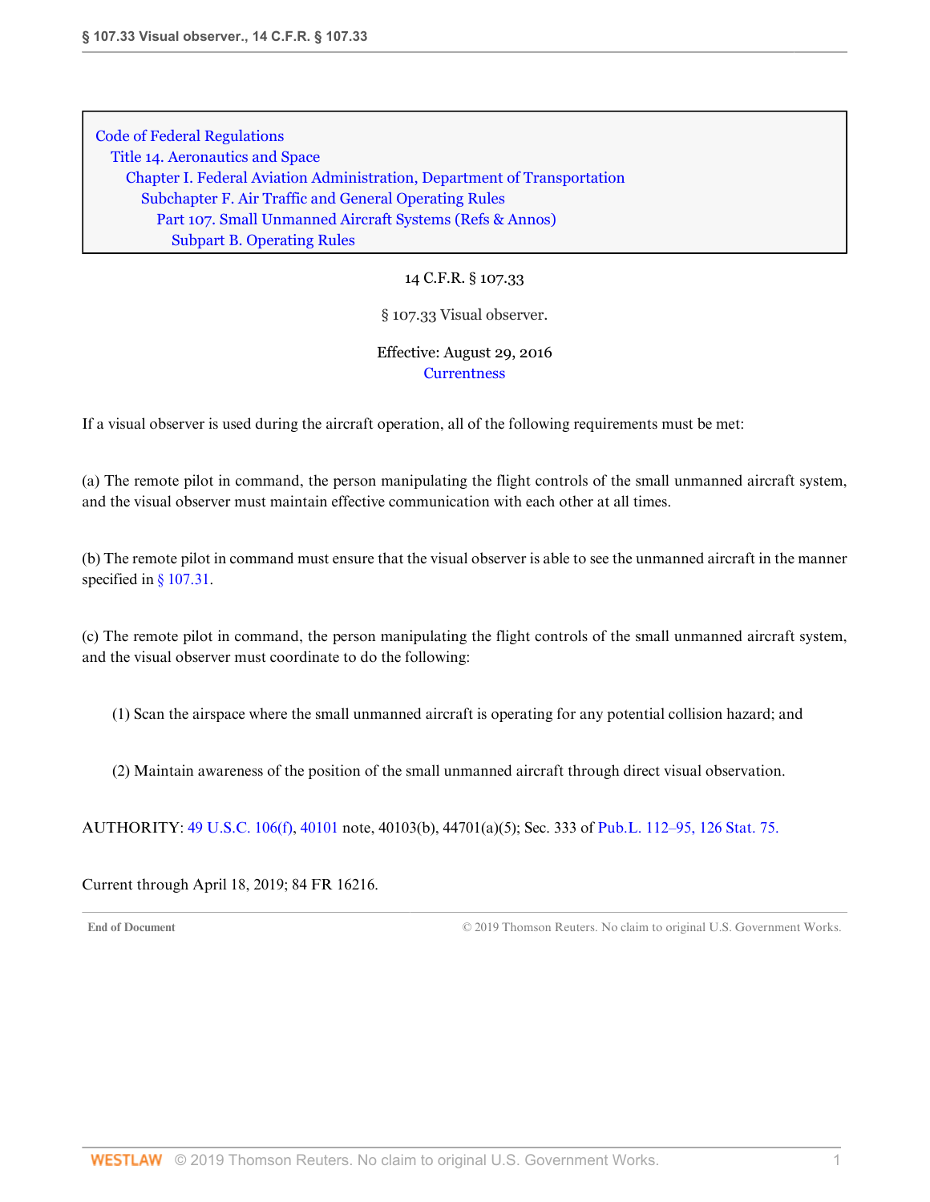Code of Federal Regulations
Title 14. Aeronautics and Space
Chapter I. Federal Aviation Administration, Department of Transportation
Subchapter F. Air Traffic and General Operating Rules
Part 107. Small Unmanned Aircraft Systems (Refs & Annos)
Subpart B. Operating Rules

14 C.F.R. § 107.33

# § 107.33 Visual observer.

Effective: August 29, 2016

Currentness

If a visual observer is used during the aircraft operation, all of the following requirements must be met:

(a) The remote pilot in command, the person manipulating the flight controls of the small unmanned aircraft system, and the visual observer must maintain effective communication with each other at all times.

(b) The remote pilot in command must ensure that the visual observer is able to see the unmanned aircraft in the manner specified in § 107.31.

(c) The remote pilot in command, the person manipulating the flight controls of the small unmanned aircraft system, and the visual observer must coordinate to do the following:

(1) Scan the airspace where the small unmanned aircraft is operating for any potential collision hazard; and

(2) Maintain awareness of the position of the small unmanned aircraft through direct visual observation.

AUTHORITY: 49 U.S.C. 106(f), 40101 note, 40103(b), 44701(a)(5); Sec. 333 of Pub.L. 112–95, 126 Stat. 75.

Current through April 18, 2019; 84 FR 16216.

End of Document © 2019 Thomson Reuters. No claim to original U.S. Government Works.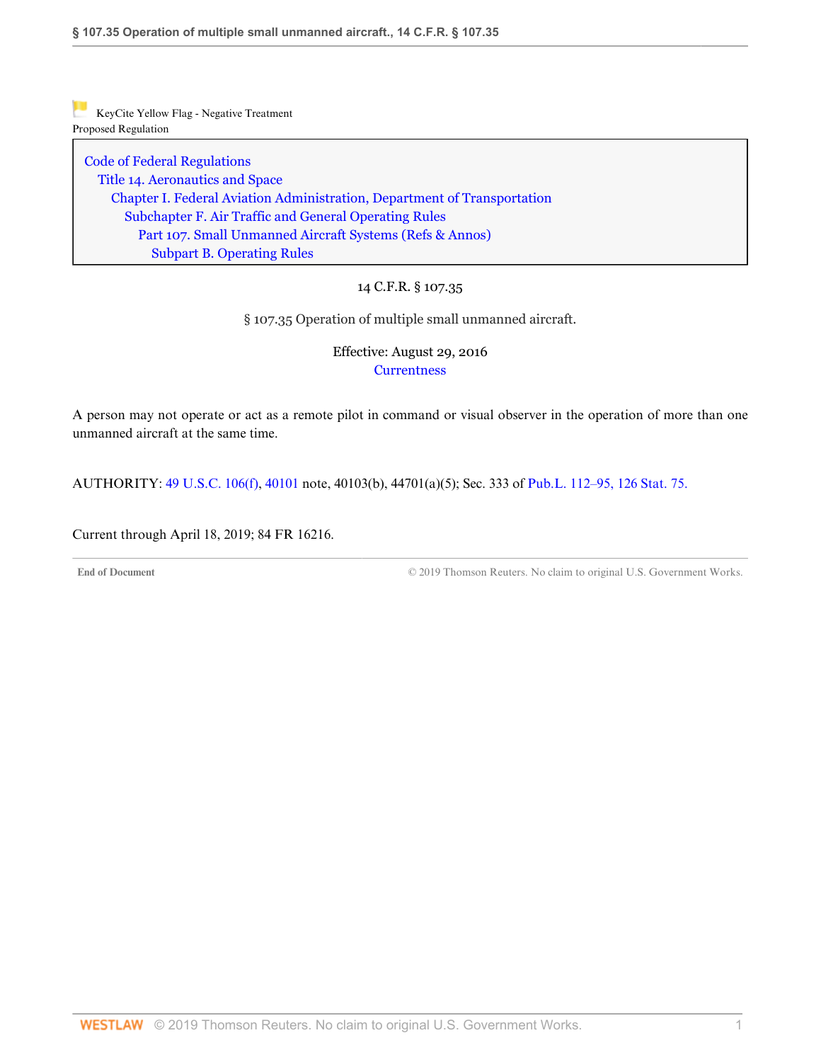KeyCite Yellow Flag - Negative Treatment
Proposed Regulation

Code of Federal Regulations
Title 14. Aeronautics and Space
Chapter I. Federal Aviation Administration, Department of Transportation
Subchapter F. Air Traffic and General Operating Rules
Part 107. Small Unmanned Aircraft Systems (Refs & Annos)
Subpart B. Operating Rules

14 C.F.R. § 107.35

§ 107.35 Operation of multiple small unmanned aircraft.

Effective: August 29, 2016
Currentness

A person may not operate or act as a remote pilot in command or visual observer in the operation of more than one unmanned aircraft at the same time.

AUTHORITY: 49 U.S.C. 106(f), 40101 note, 40103(b), 44701(a)(5); Sec. 333 of Pub.L. 112–95, 126 Stat. 75.

Current through April 18, 2019; 84 FR 16216.

End of Document © 2019 Thomson Reuters. No claim to original U.S. Government Works.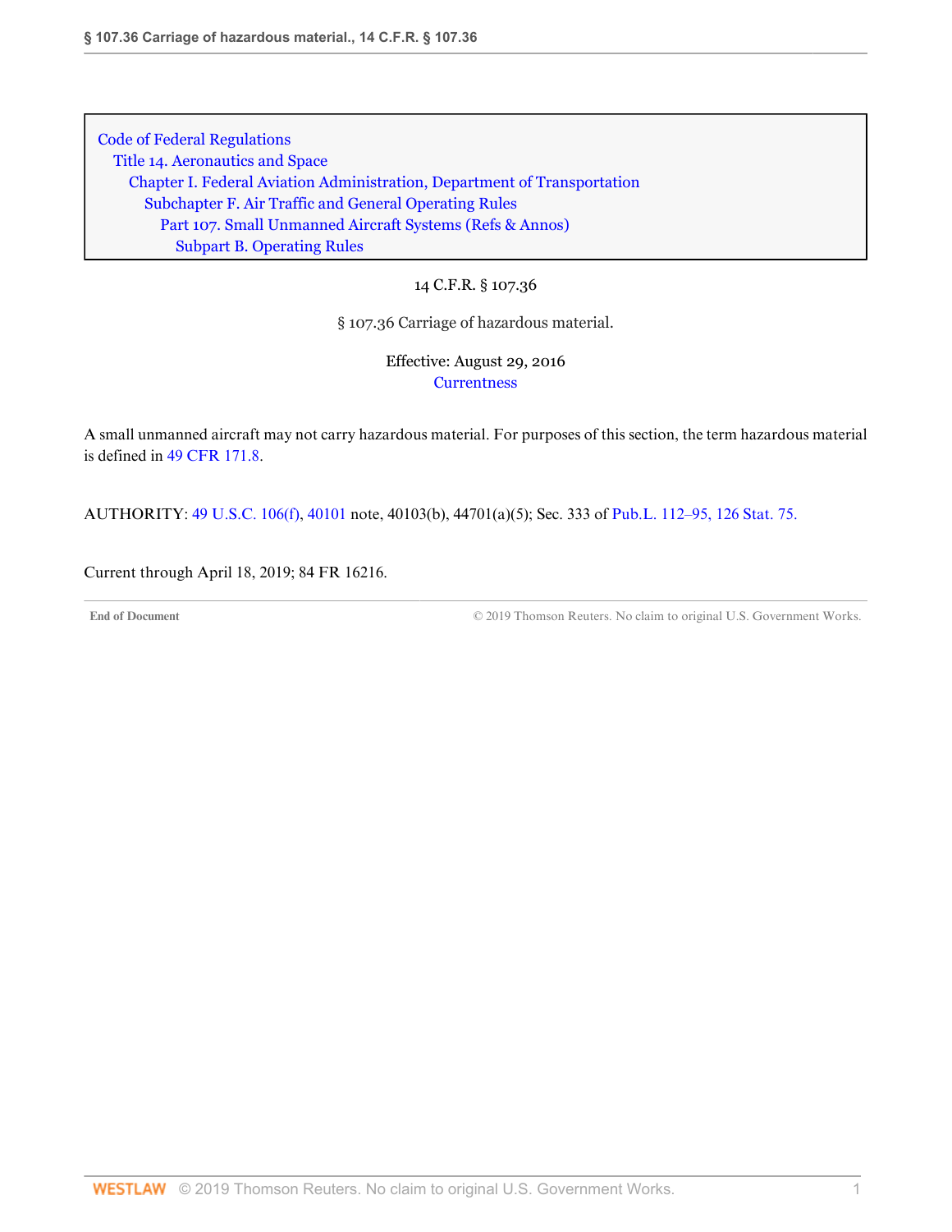Code of Federal Regulations
Title 14. Aeronautics and Space
Chapter I. Federal Aviation Administration, Department of Transportation
Subchapter F. Air Traffic and General Operating Rules
Part 107. Small Unmanned Aircraft Systems (Refs & Annos)
Subpart B. Operating Rules

14 C.F.R. § 107.36

# § 107.36 Carriage of hazardous material.

Effective: August 29, 2016

Currentness

A small unmanned aircraft may not carry hazardous material. For purposes of this section, the term hazardous material is defined in 49 CFR 171.8.

AUTHORITY: 49 U.S.C. 106(f), 40101 note, 40103(b), 44701(a)(5); Sec. 333 of Pub.L. 112–95, 126 Stat. 75.

Current through April 18, 2019; 84 FR 16216.

End of Document © 2019 Thomson Reuters. No claim to original U.S. Government Works.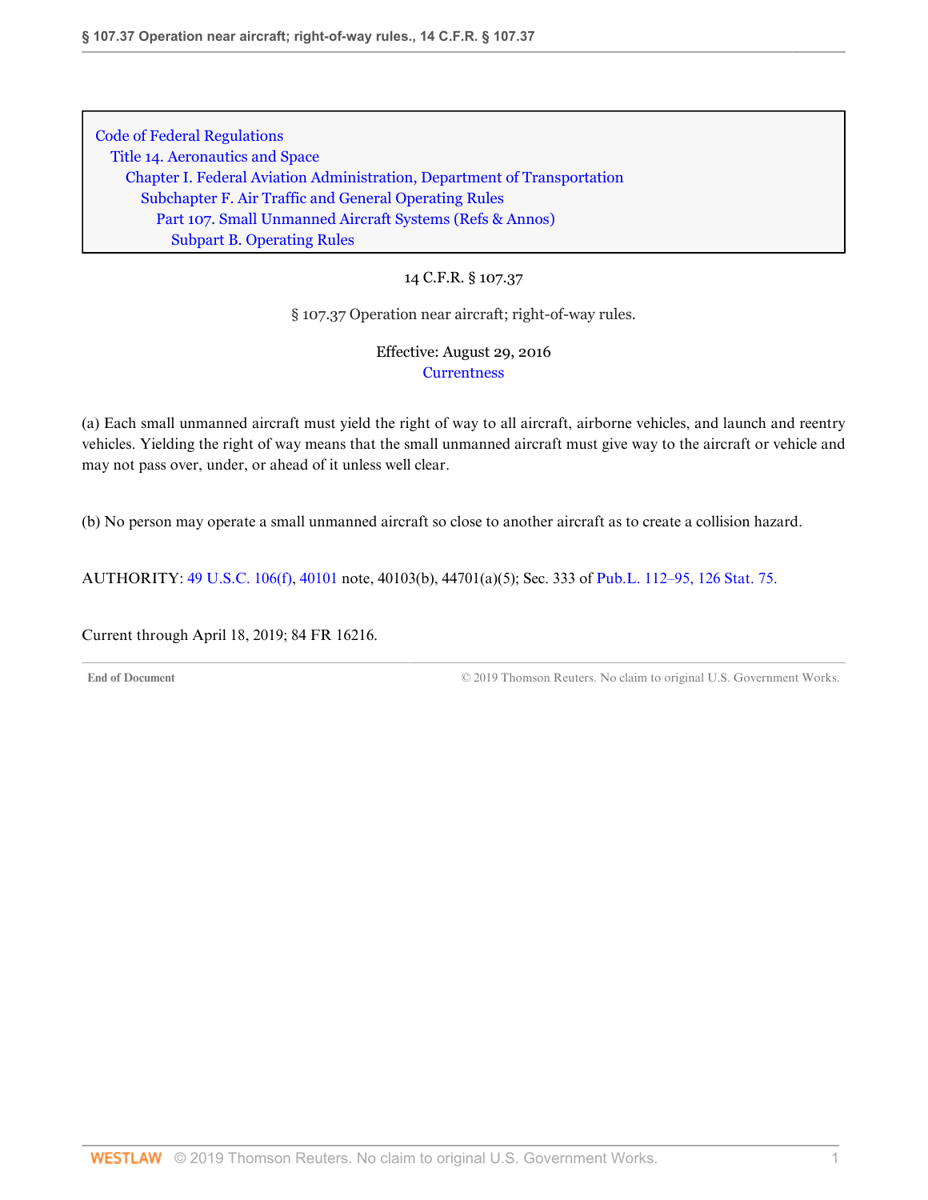Code of Federal Regulations
Title 14. Aeronautics and Space
Chapter I. Federal Aviation Administration, Department of Transportation
Subchapter F. Air Traffic and General Operating Rules
Part 107. Small Unmanned Aircraft Systems (Refs & Annos)
Subpart B. Operating Rules

14 C.F.R. § 107.37

# § 107.37 Operation near aircraft; right-of-way rules.

Effective: August 29, 2016

Currentness

(a) Each small unmanned aircraft must yield the right of way to all aircraft, airborne vehicles, and launch and reentry vehicles. Yielding the right of way means that the small unmanned aircraft must give way to the aircraft or vehicle and may not pass over, under, or ahead of it unless well clear.

(b) No person may operate a small unmanned aircraft so close to another aircraft as to create a collision hazard.

AUTHORITY: 49 U.S.C. 106(f), 40101 note, 40103(b), 44701(a)(5); Sec. 333 of Pub.L. 112–95, 126 Stat. 75.

Current through April 18, 2019; 84 FR 16216.

End of Document © 2019 Thomson Reuters. No claim to original U.S. Government Works.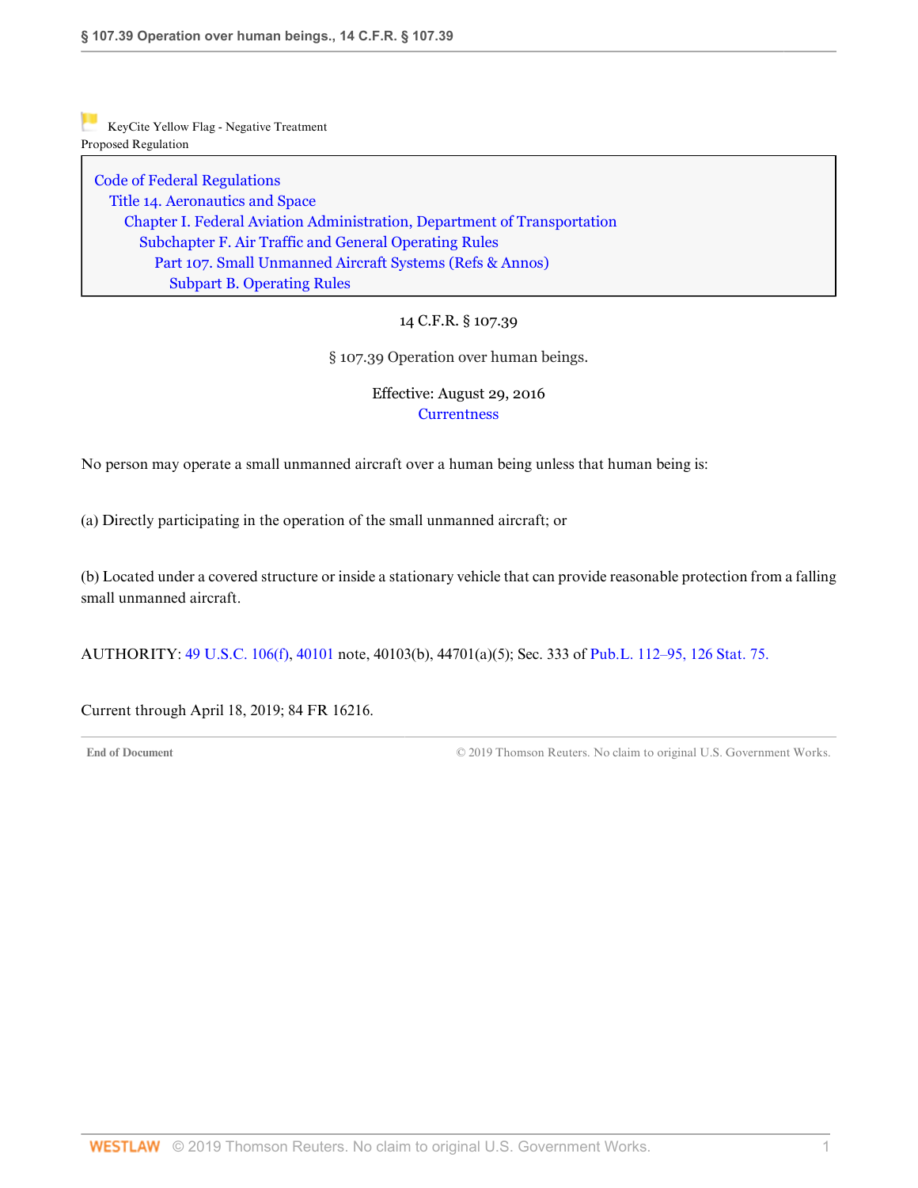KeyCite Yellow Flag - Negative Treatment
Proposed Regulation

Code of Federal Regulations
Title 14. Aeronautics and Space
Chapter I. Federal Aviation Administration, Department of Transportation
Subchapter F. Air Traffic and General Operating Rules
Part 107. Small Unmanned Aircraft Systems (Refs & Annos)
Subpart B. Operating Rules

14 C.F.R. § 107.39

# § 107.39 Operation over human beings.

Effective: August 29, 2016
Currentness

No person may operate a small unmanned aircraft over a human being unless that human being is:

(a) Directly participating in the operation of the small unmanned aircraft; or

(b) Located under a covered structure or inside a stationary vehicle that can provide reasonable protection from a falling small unmanned aircraft.

AUTHORITY: 49 U.S.C. 106(f), 40101 note, 40103(b), 44701(a)(5); Sec. 333 of Pub.L. 112–95, 126 Stat. 75.

Current through April 18, 2019; 84 FR 16216.

End of Document © 2019 Thomson Reuters. No claim to original U.S. Government Works.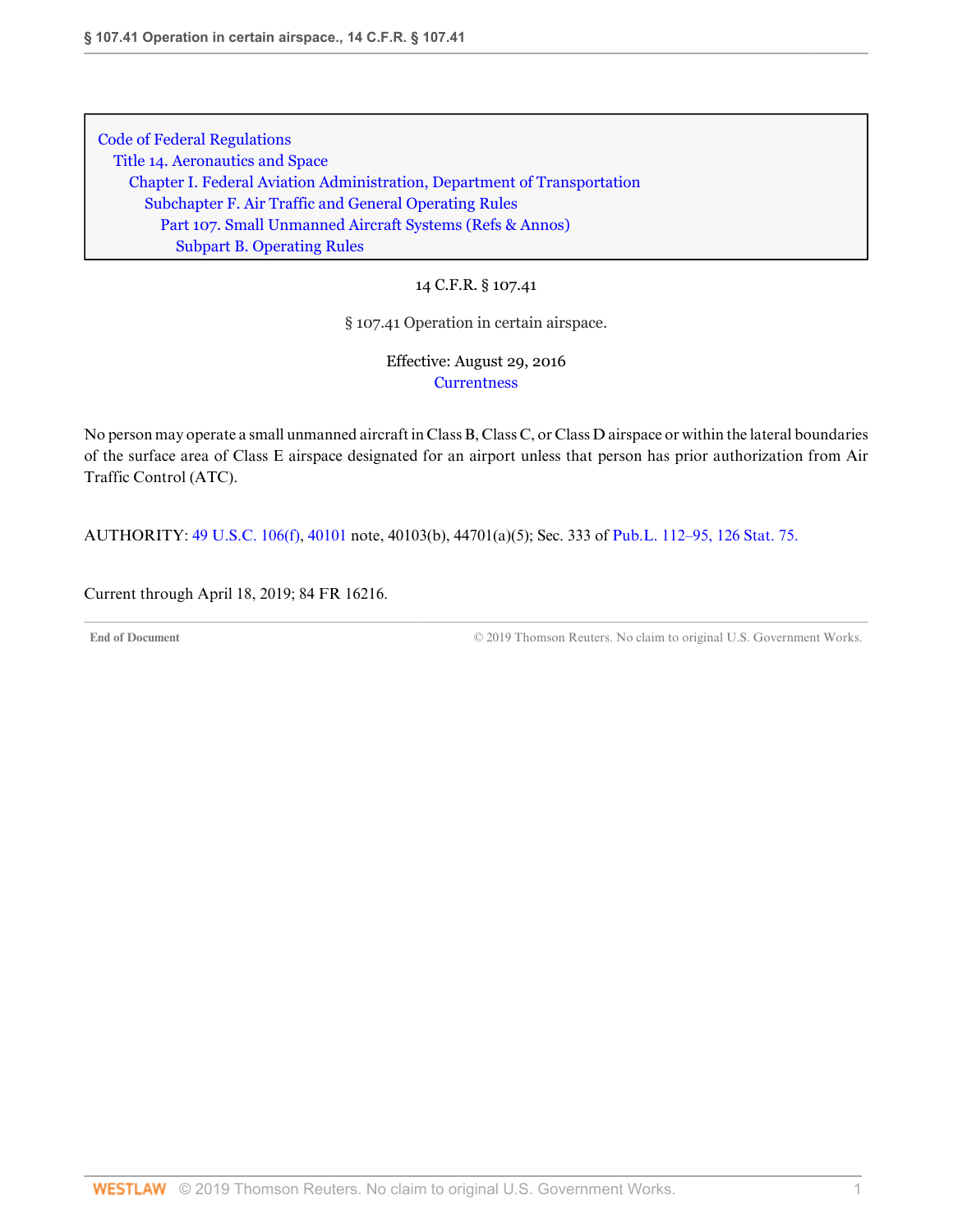Code of Federal Regulations
Title 14. Aeronautics and Space
Chapter I. Federal Aviation Administration, Department of Transportation
Subchapter F. Air Traffic and General Operating Rules
Part 107. Small Unmanned Aircraft Systems (Refs & Annos)
Subpart B. Operating Rules

14 C.F.R. § 107.41

# § 107.41 Operation in certain airspace.

Effective: August 29, 2016
Currentness

No person may operate a small unmanned aircraft in Class B, Class C, or Class D airspace or within the lateral boundaries of the surface area of Class E airspace designated for an airport unless that person has prior authorization from Air Traffic Control (ATC).

AUTHORITY: 49 U.S.C. 106(f), 40101 note, 40103(b), 44701(a)(5); Sec. 333 of Pub.L. 112–95, 126 Stat. 75.

Current through April 18, 2019; 84 FR 16216.

End of Document © 2019 Thomson Reuters. No claim to original U.S. Government Works.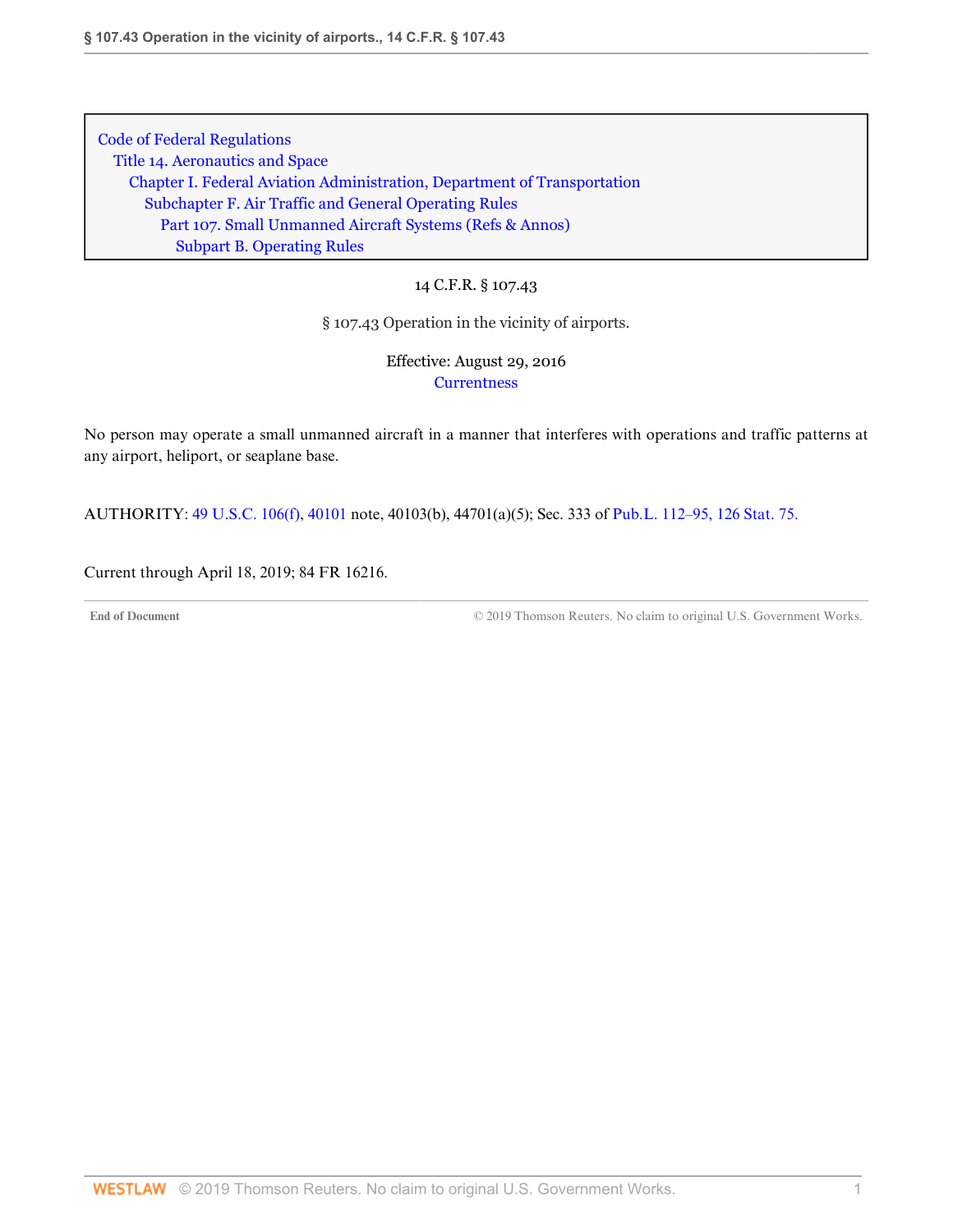Code of Federal Regulations
Title 14. Aeronautics and Space
Chapter I. Federal Aviation Administration, Department of Transportation
Subchapter F. Air Traffic and General Operating Rules
Part 107. Small Unmanned Aircraft Systems (Refs & Annos)
Subpart B. Operating Rules

14 C.F.R. § 107.43

# § 107.43 Operation in the vicinity of airports.

Effective: August 29, 2016

Currentness

No person may operate a small unmanned aircraft in a manner that interferes with operations and traffic patterns at any airport, heliport, or seaplane base.

AUTHORITY: 49 U.S.C. 106(f), 40101 note, 40103(b), 44701(a)(5); Sec. 333 of Pub.L. 112–95, 126 Stat. 75.

Current through April 18, 2019; 84 FR 16216.

End of Document © 2019 Thomson Reuters. No claim to original U.S. Government Works.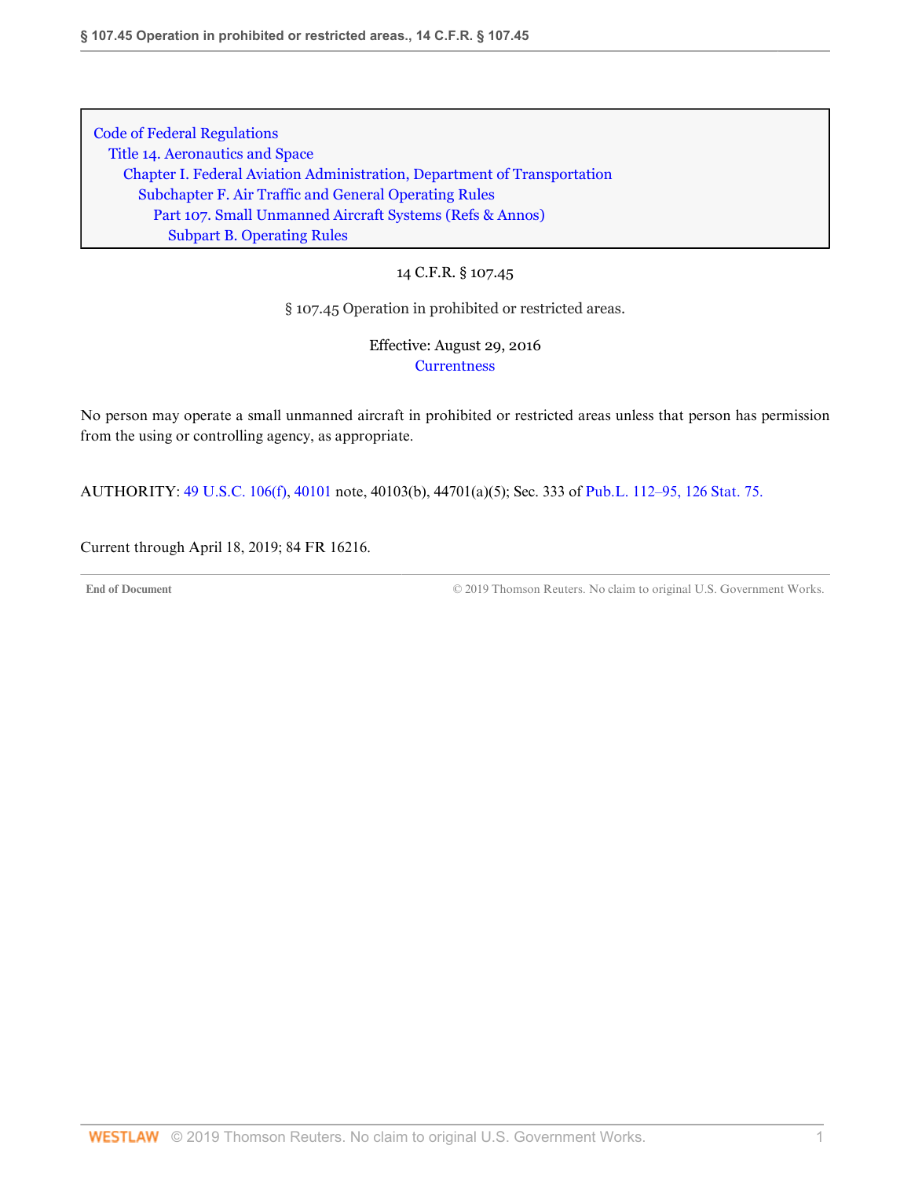Code of Federal Regulations
Title 14. Aeronautics and Space
Chapter I. Federal Aviation Administration, Department of Transportation
Subchapter F. Air Traffic and General Operating Rules
Part 107. Small Unmanned Aircraft Systems (Refs & Annos)
Subpart B. Operating Rules

14 C.F.R. § 107.45

# § 107.45 Operation in prohibited or restricted areas.

Effective: August 29, 2016
Currentness

No person may operate a small unmanned aircraft in prohibited or restricted areas unless that person has permission from the using or controlling agency, as appropriate.

AUTHORITY: 49 U.S.C. 106(f), 40101 note, 40103(b), 44701(a)(5); Sec. 333 of Pub.L. 112–95, 126 Stat. 75.

Current through April 18, 2019; 84 FR 16216.

End of Document © 2019 Thomson Reuters. No claim to original U.S. Government Works.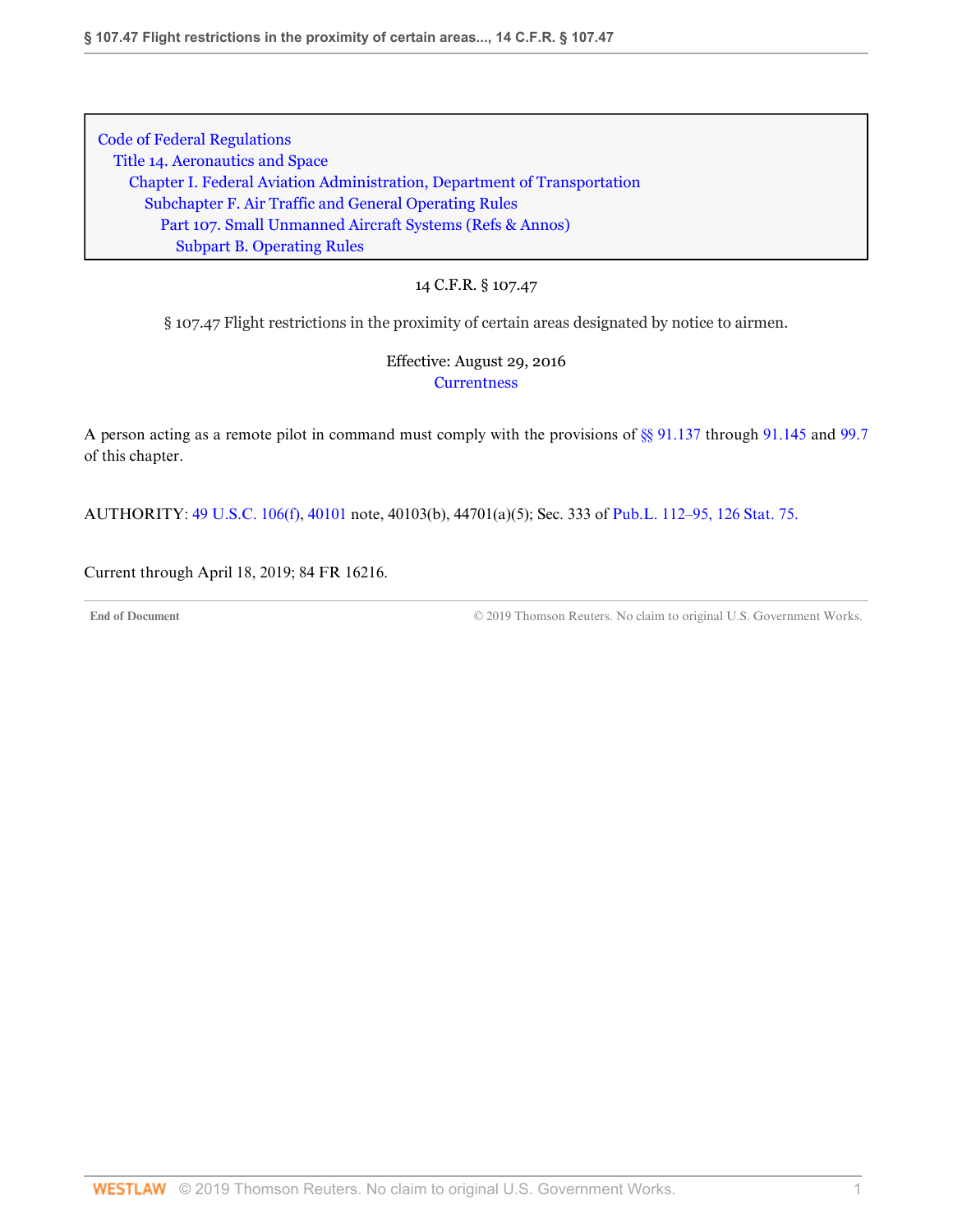Code of Federal Regulations
Title 14. Aeronautics and Space
Chapter I. Federal Aviation Administration, Department of Transportation
Subchapter F. Air Traffic and General Operating Rules
Part 107. Small Unmanned Aircraft Systems (Refs & Annos)
Subpart B. Operating Rules

14 C.F.R. § 107.47

§ 107.47 Flight restrictions in the proximity of certain areas designated by notice to airmen.

Effective: August 29, 2016

Currentness

A person acting as a remote pilot in command must comply with the provisions of §§ 91.137 through 91.145 and 99.7 of this chapter.

AUTHORITY: 49 U.S.C. 106(f), 40101 note, 40103(b), 44701(a)(5); Sec. 333 of Pub.L. 112–95, 126 Stat. 75.

Current through April 18, 2019; 84 FR 16216.

End of Document © 2019 Thomson Reuters. No claim to original U.S. Government Works.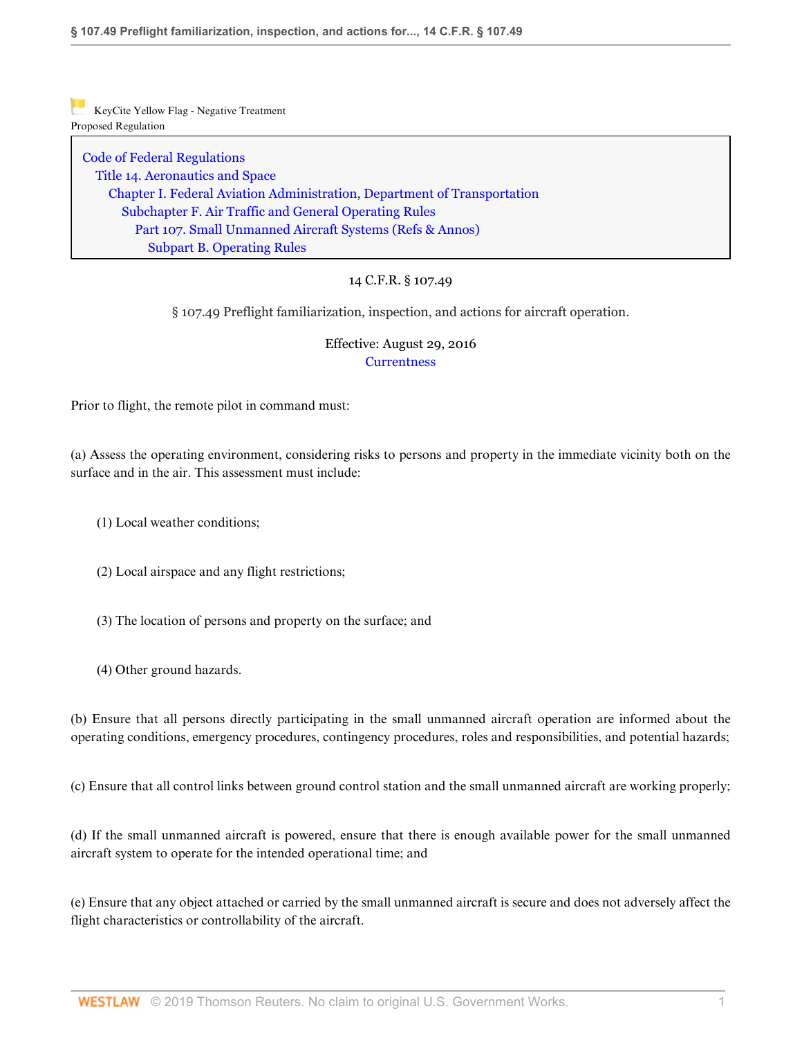KeyCite Yellow Flag - Negative Treatment
Proposed Regulation

Code of Federal Regulations
Title 14. Aeronautics and Space
Chapter I. Federal Aviation Administration, Department of Transportation
Subchapter F. Air Traffic and General Operating Rules
Part 107. Small Unmanned Aircraft Systems (Refs & Annos)
Subpart B. Operating Rules

14 C.F.R. § 107.49

# § 107.49 Preflight familiarization, inspection, and actions for aircraft operation.

Effective: August 29, 2016
Currentness

Prior to flight, the remote pilot in command must:

(a) Assess the operating environment, considering risks to persons and property in the immediate vicinity both on the surface and in the air. This assessment must include:

(1) Local weather conditions;

(2) Local airspace and any flight restrictions;

(3) The location of persons and property on the surface; and

(4) Other ground hazards.

(b) Ensure that all persons directly participating in the small unmanned aircraft operation are informed about the operating conditions, emergency procedures, contingency procedures, roles and responsibilities, and potential hazards;

(c) Ensure that all control links between ground control station and the small unmanned aircraft are working properly;

(d) If the small unmanned aircraft is powered, ensure that there is enough available power for the small unmanned aircraft system to operate for the intended operational time; and

(e) Ensure that any object attached or carried by the small unmanned aircraft is secure and does not adversely affect the flight characteristics or controllability of the aircraft.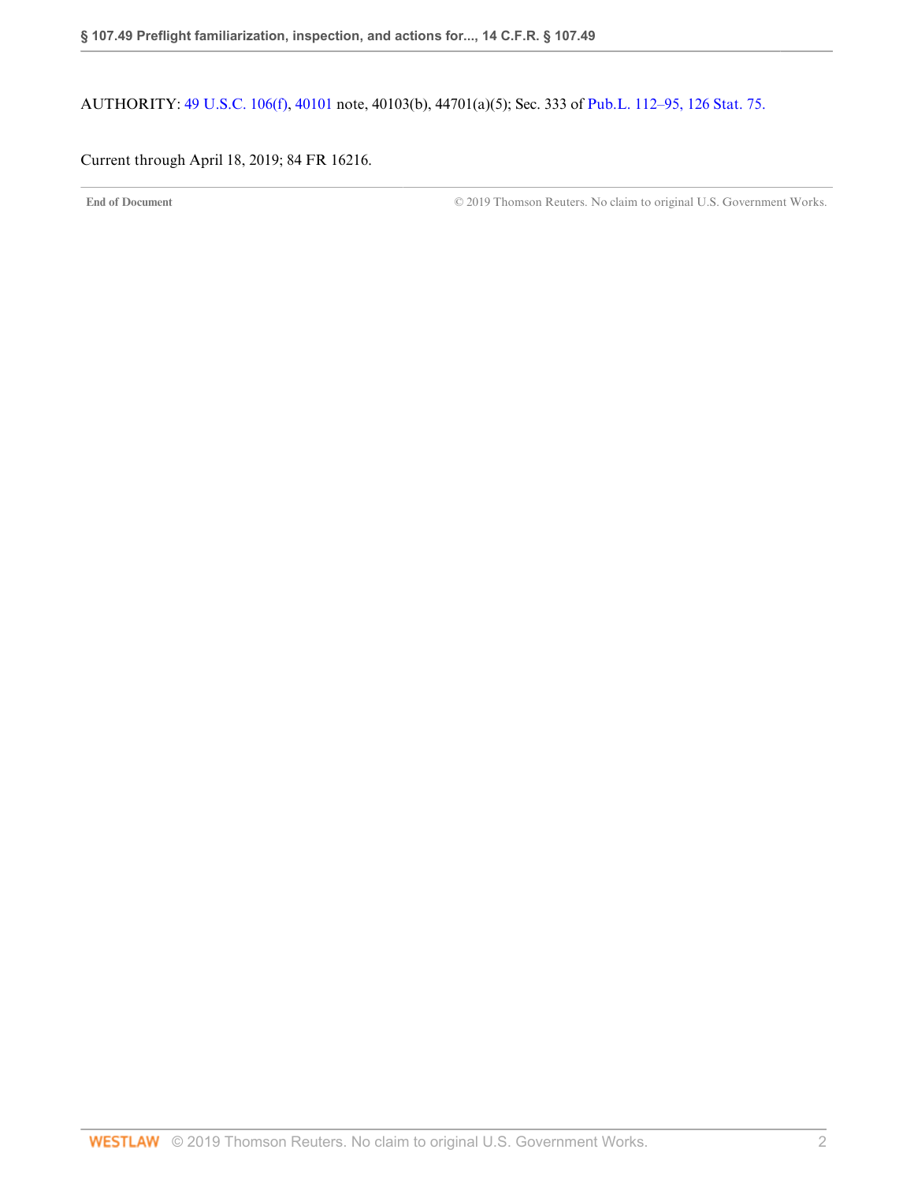AUTHORITY: 49 U.S.C. 106(f), 40101 note, 40103(b), 44701(a)(5); Sec. 333 of Pub.L. 112–95, 126 Stat. 75.

Current through April 18, 2019; 84 FR 16216.

End of Document © 2019 Thomson Reuters. No claim to original U.S. Government Works.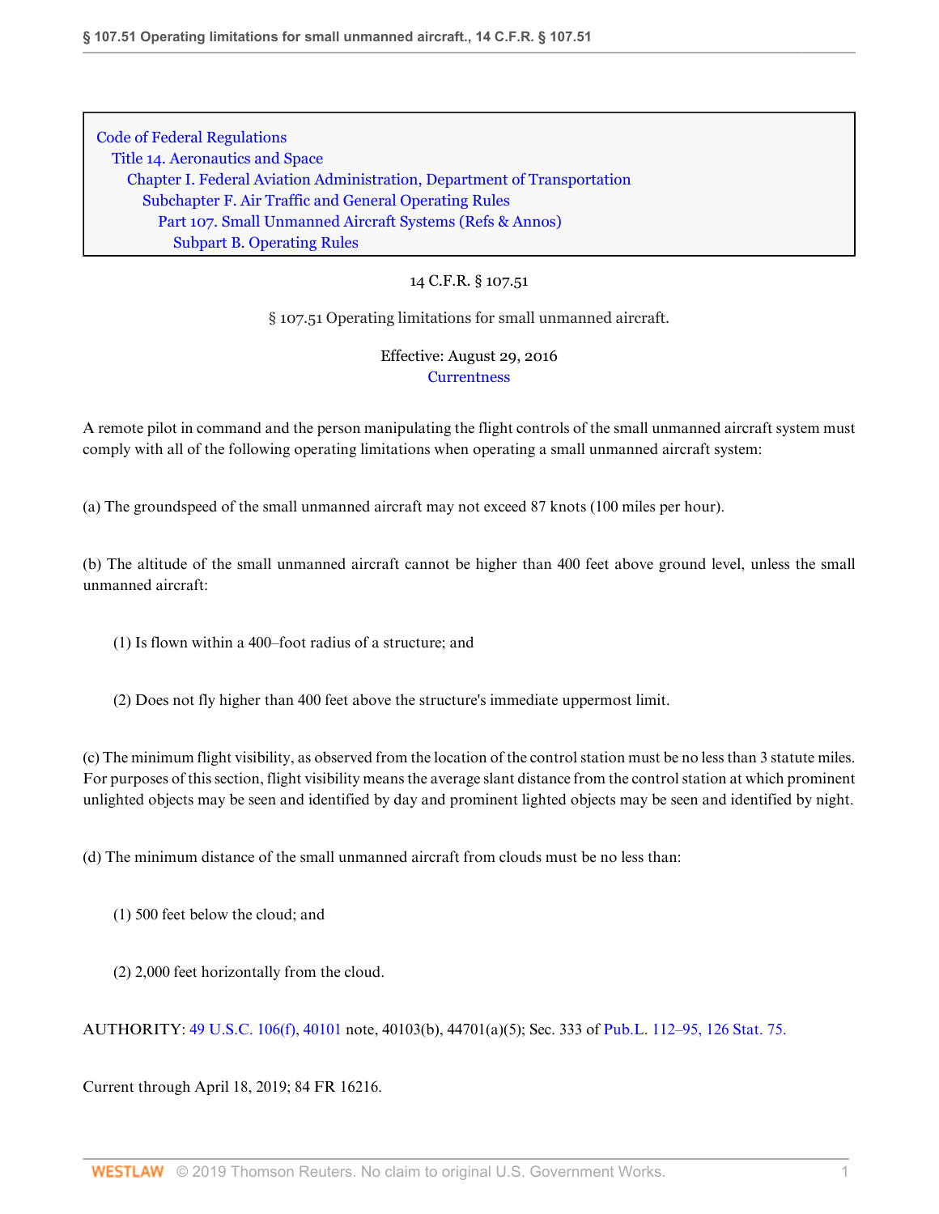Code of Federal Regulations
Title 14. Aeronautics and Space
Chapter I. Federal Aviation Administration, Department of Transportation
Subchapter F. Air Traffic and General Operating Rules
Part 107. Small Unmanned Aircraft Systems (Refs & Annos)
Subpart B. Operating Rules

14 C.F.R. § 107.51

# § 107.51 Operating limitations for small unmanned aircraft.

Effective: August 29, 2016
Currentness

A remote pilot in command and the person manipulating the flight controls of the small unmanned aircraft system must comply with all of the following operating limitations when operating a small unmanned aircraft system:

(a) The groundspeed of the small unmanned aircraft may not exceed 87 knots (100 miles per hour).

(b) The altitude of the small unmanned aircraft cannot be higher than 400 feet above ground level, unless the small unmanned aircraft:

(1) Is flown within a 400–foot radius of a structure; and

(2) Does not fly higher than 400 feet above the structure's immediate uppermost limit.

(c) The minimum flight visibility, as observed from the location of the control station must be no less than 3 statute miles. For purposes of this section, flight visibility means the average slant distance from the control station at which prominent unlighted objects may be seen and identified by day and prominent lighted objects may be seen and identified by night.

(d) The minimum distance of the small unmanned aircraft from clouds must be no less than:

(1) 500 feet below the cloud; and

(2) 2,000 feet horizontally from the cloud.

AUTHORITY: 49 U.S.C. 106(f), 40101 note, 40103(b), 44701(a)(5); Sec. 333 of Pub.L. 112–95, 126 Stat. 75.

Current through April 18, 2019; 84 FR 16216.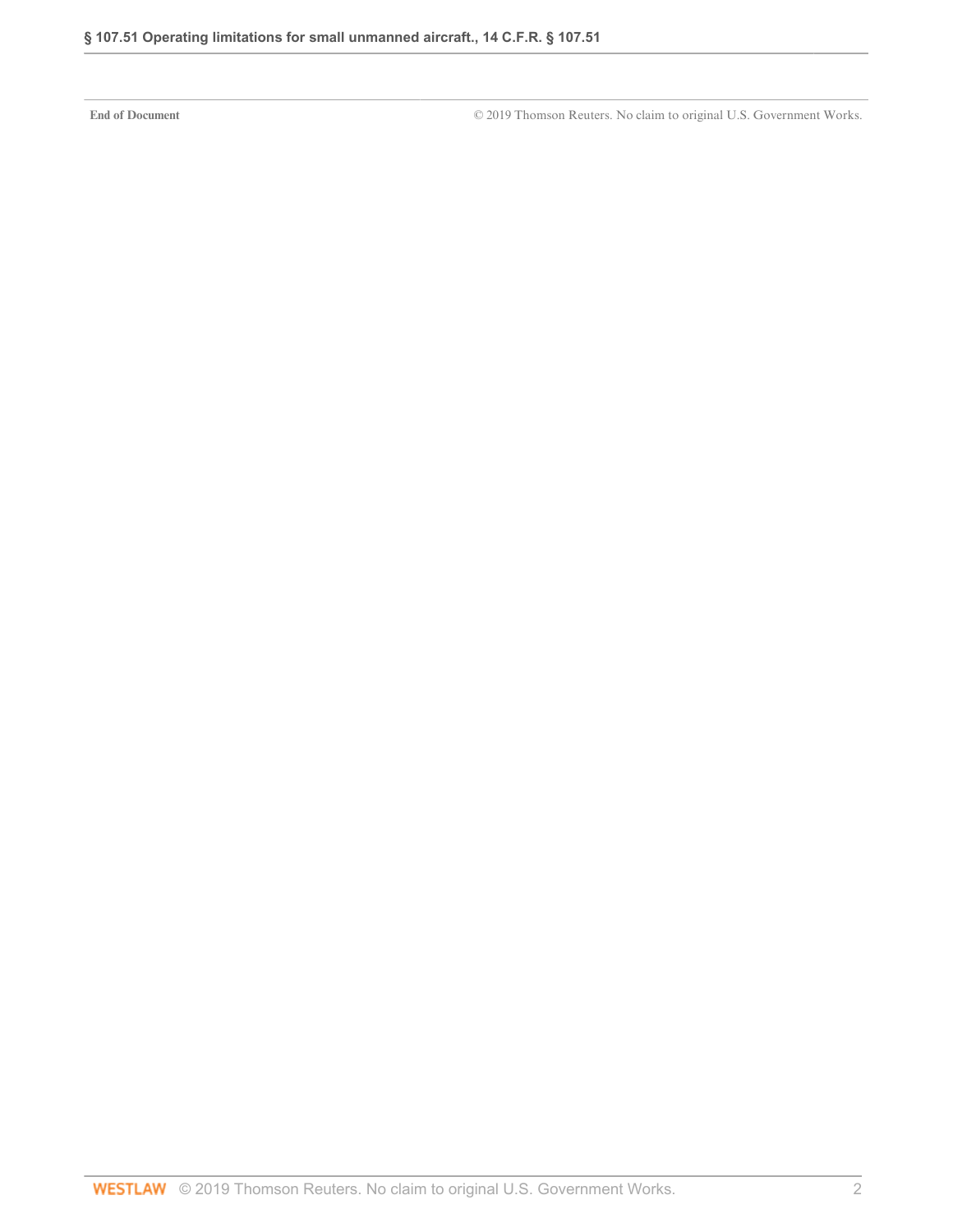**End of Document** © 2019 Thomson Reuters. No claim to original U.S. Government Works.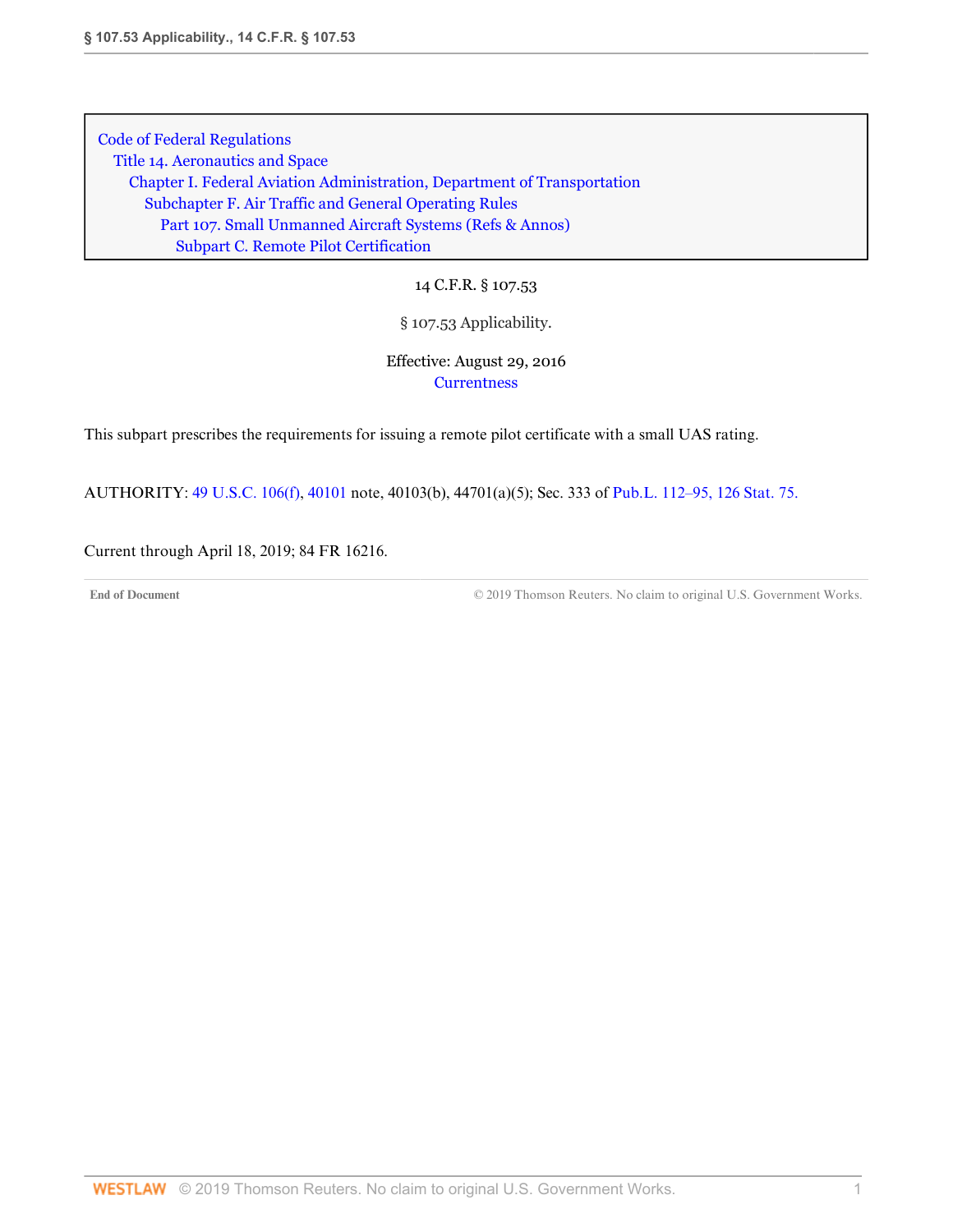Code of Federal Regulations
Title 14. Aeronautics and Space
Chapter I. Federal Aviation Administration, Department of Transportation
Subchapter F. Air Traffic and General Operating Rules
Part 107. Small Unmanned Aircraft Systems (Refs & Annos)
Subpart C. Remote Pilot Certification

14 C.F.R. § 107.53

# § 107.53 Applicability.

Effective: August 29, 2016

Currentness

This subpart prescribes the requirements for issuing a remote pilot certificate with a small UAS rating.

AUTHORITY: 49 U.S.C. 106(f), 40101 note, 40103(b), 44701(a)(5); Sec. 333 of Pub.L. 112–95, 126 Stat. 75.

Current through April 18, 2019; 84 FR 16216.

End of Document © 2019 Thomson Reuters. No claim to original U.S. Government Works.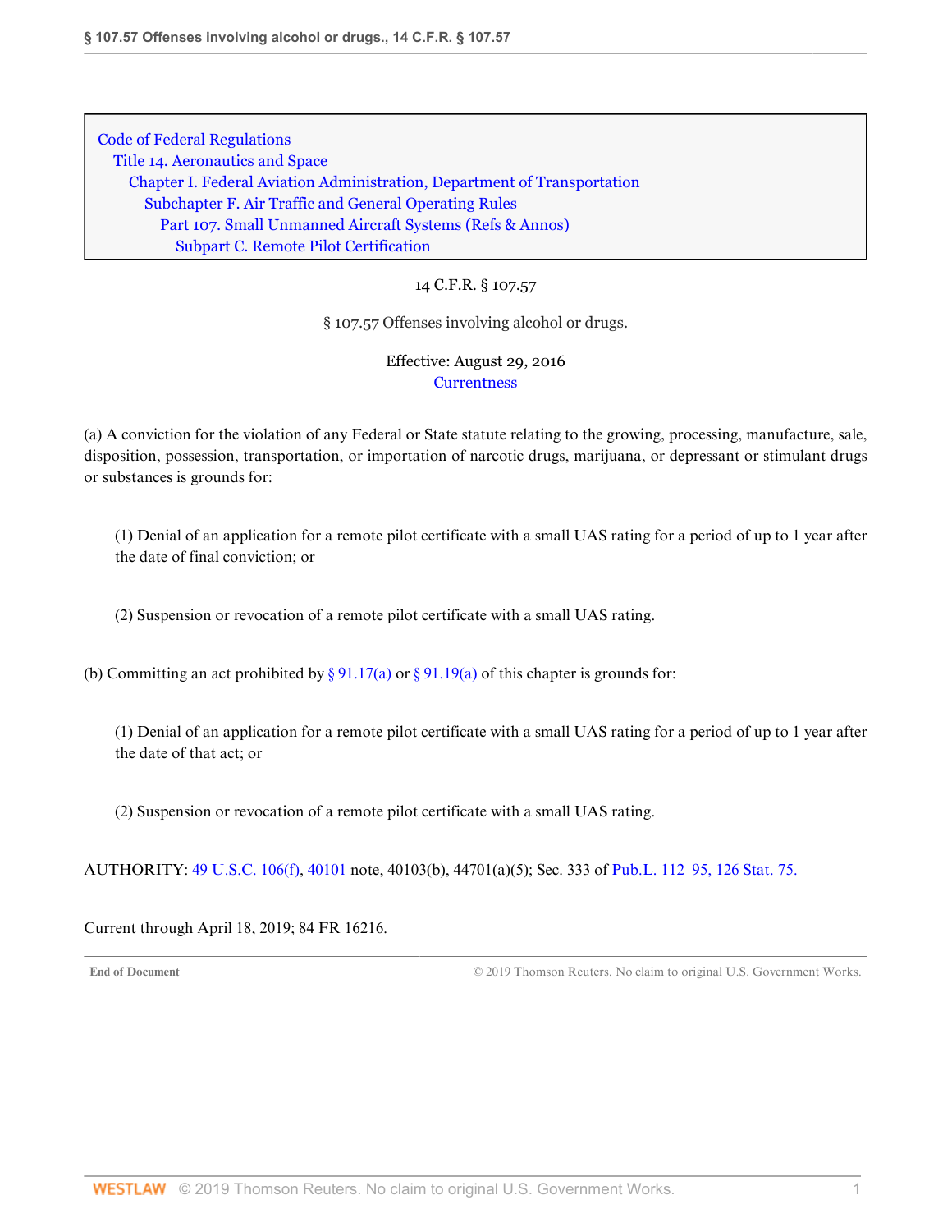Code of Federal Regulations
Title 14. Aeronautics and Space
Chapter I. Federal Aviation Administration, Department of Transportation
Subchapter F. Air Traffic and General Operating Rules
Part 107. Small Unmanned Aircraft Systems (Refs & Annos)
Subpart C. Remote Pilot Certification

14 C.F.R. § 107.57

# § 107.57 Offenses involving alcohol or drugs.

Effective: August 29, 2016
Currentness

(a) A conviction for the violation of any Federal or State statute relating to the growing, processing, manufacture, sale, disposition, possession, transportation, or importation of narcotic drugs, marijuana, or depressant or stimulant drugs or substances is grounds for:

(1) Denial of an application for a remote pilot certificate with a small UAS rating for a period of up to 1 year after the date of final conviction; or

(2) Suspension or revocation of a remote pilot certificate with a small UAS rating.

(b) Committing an act prohibited by § 91.17(a) or § 91.19(a) of this chapter is grounds for:

(1) Denial of an application for a remote pilot certificate with a small UAS rating for a period of up to 1 year after the date of that act; or

(2) Suspension or revocation of a remote pilot certificate with a small UAS rating.

AUTHORITY: 49 U.S.C. 106(f), 40101 note, 40103(b), 44701(a)(5); Sec. 333 of Pub.L. 112–95, 126 Stat. 75.

Current through April 18, 2019; 84 FR 16216.

End of Document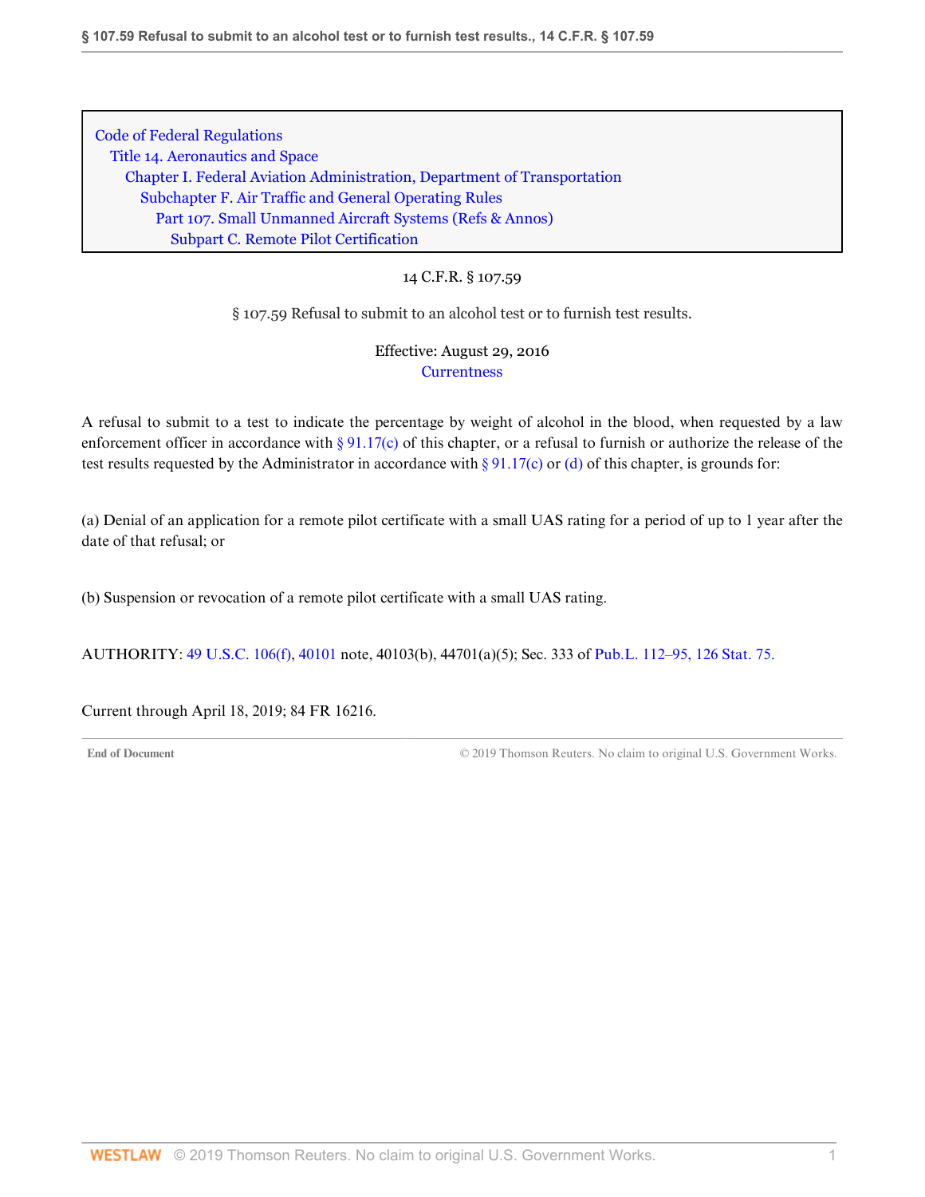Code of Federal Regulations
Title 14. Aeronautics and Space
Chapter I. Federal Aviation Administration, Department of Transportation
Subchapter F. Air Traffic and General Operating Rules
Part 107. Small Unmanned Aircraft Systems (Refs & Annos)
Subpart C. Remote Pilot Certification

14 C.F.R. § 107.59

# § 107.59 Refusal to submit to an alcohol test or to furnish test results.

Effective: August 29, 2016
Currentness

A refusal to submit to a test to indicate the percentage by weight of alcohol in the blood, when requested by a law enforcement officer in accordance with § 91.17(c) of this chapter, or a refusal to furnish or authorize the release of the test results requested by the Administrator in accordance with § 91.17(c) or (d) of this chapter, is grounds for:

(a) Denial of an application for a remote pilot certificate with a small UAS rating for a period of up to 1 year after the date of that refusal; or

(b) Suspension or revocation of a remote pilot certificate with a small UAS rating.

AUTHORITY: 49 U.S.C. 106(f), 40101 note, 40103(b), 44701(a)(5); Sec. 333 of Pub.L. 112–95, 126 Stat. 75.

Current through April 18, 2019; 84 FR 16216.

End of Document © 2019 Thomson Reuters. No claim to original U.S. Government Works.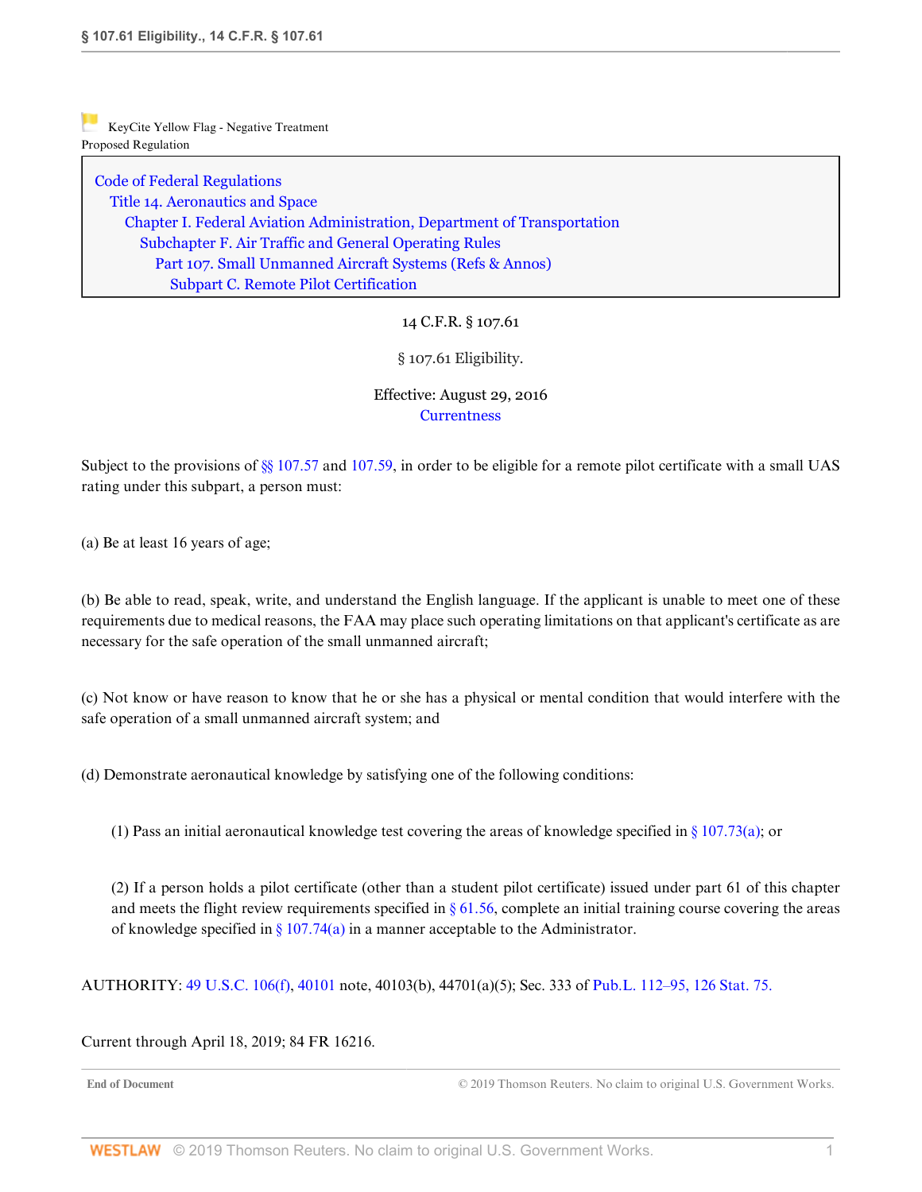KeyCite Yellow Flag - Negative Treatment
Proposed Regulation

Code of Federal Regulations
Title 14. Aeronautics and Space
Chapter I. Federal Aviation Administration, Department of Transportation
Subchapter F. Air Traffic and General Operating Rules
Part 107. Small Unmanned Aircraft Systems (Refs & Annos)
Subpart C. Remote Pilot Certification

14 C.F.R. § 107.61

# § 107.61 Eligibility.

Effective: August 29, 2016

Currentness

Subject to the provisions of §§ 107.57 and 107.59, in order to be eligible for a remote pilot certificate with a small UAS rating under this subpart, a person must:

(a) Be at least 16 years of age;

(b) Be able to read, speak, write, and understand the English language. If the applicant is unable to meet one of these requirements due to medical reasons, the FAA may place such operating limitations on that applicant's certificate as are necessary for the safe operation of the small unmanned aircraft;

(c) Not know or have reason to know that he or she has a physical or mental condition that would interfere with the safe operation of a small unmanned aircraft system; and

(d) Demonstrate aeronautical knowledge by satisfying one of the following conditions:

(1) Pass an initial aeronautical knowledge test covering the areas of knowledge specified in § 107.73(a); or

(2) If a person holds a pilot certificate (other than a student pilot certificate) issued under part 61 of this chapter and meets the flight review requirements specified in § 61.56, complete an initial training course covering the areas of knowledge specified in § 107.74(a) in a manner acceptable to the Administrator.

AUTHORITY: 49 U.S.C. 106(f), 40101 note, 40103(b), 44701(a)(5); Sec. 333 of Pub.L. 112–95, 126 Stat. 75.

Current through April 18, 2019; 84 FR 16216.

End of Document © 2019 Thomson Reuters. No claim to original U.S. Government Works.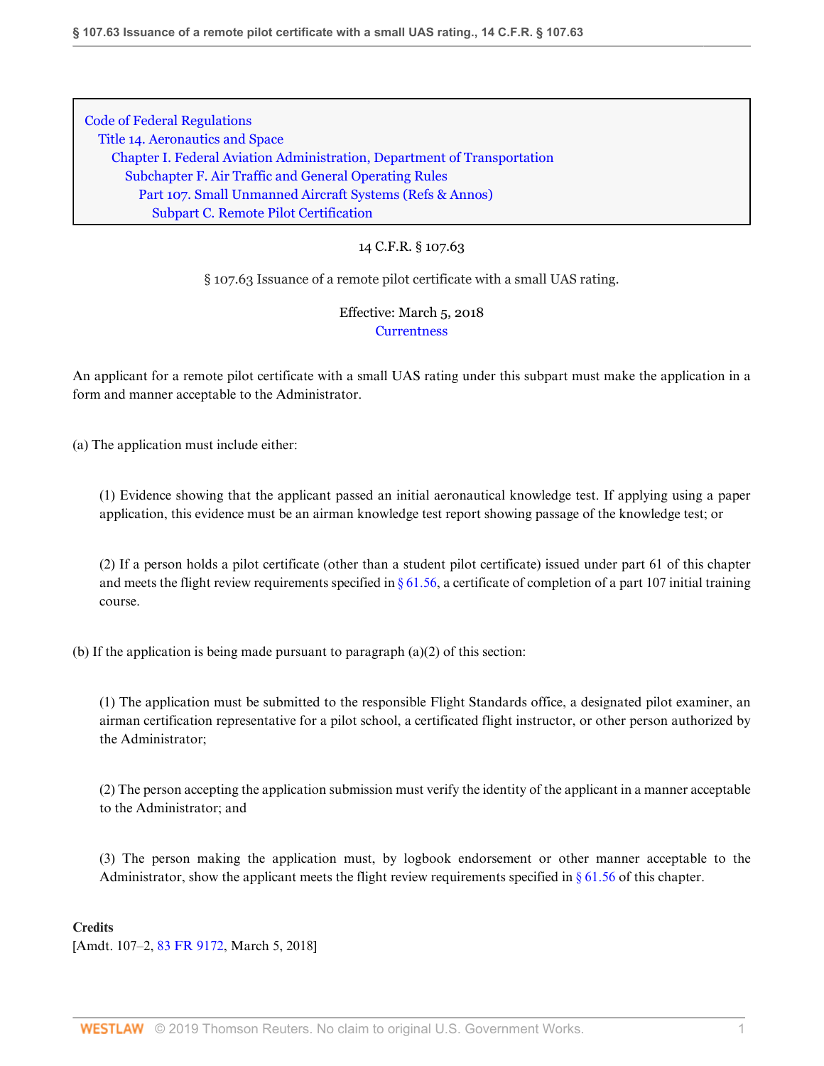Code of Federal Regulations
Title 14. Aeronautics and Space
Chapter I. Federal Aviation Administration, Department of Transportation
Subchapter F. Air Traffic and General Operating Rules
Part 107. Small Unmanned Aircraft Systems (Refs & Annos)
Subpart C. Remote Pilot Certification

14 C.F.R. § 107.63

## § 107.63 Issuance of a remote pilot certificate with a small UAS rating.

Effective: March 5, 2018

Currentness

An applicant for a remote pilot certificate with a small UAS rating under this subpart must make the application in a form and manner acceptable to the Administrator.

(a) The application must include either:

(1) Evidence showing that the applicant passed an initial aeronautical knowledge test. If applying using a paper application, this evidence must be an airman knowledge test report showing passage of the knowledge test; or

(2) If a person holds a pilot certificate (other than a student pilot certificate) issued under part 61 of this chapter and meets the flight review requirements specified in § 61.56, a certificate of completion of a part 107 initial training course.

(b) If the application is being made pursuant to paragraph (a)(2) of this section:

(1) The application must be submitted to the responsible Flight Standards office, a designated pilot examiner, an airman certification representative for a pilot school, a certificated flight instructor, or other person authorized by the Administrator;

(2) The person accepting the application submission must verify the identity of the applicant in a manner acceptable to the Administrator; and

(3) The person making the application must, by logbook endorsement or other manner acceptable to the Administrator, show the applicant meets the flight review requirements specified in § 61.56 of this chapter.

**Credits**

[Amdt. 107–2, 83 FR 9172, March 5, 2018]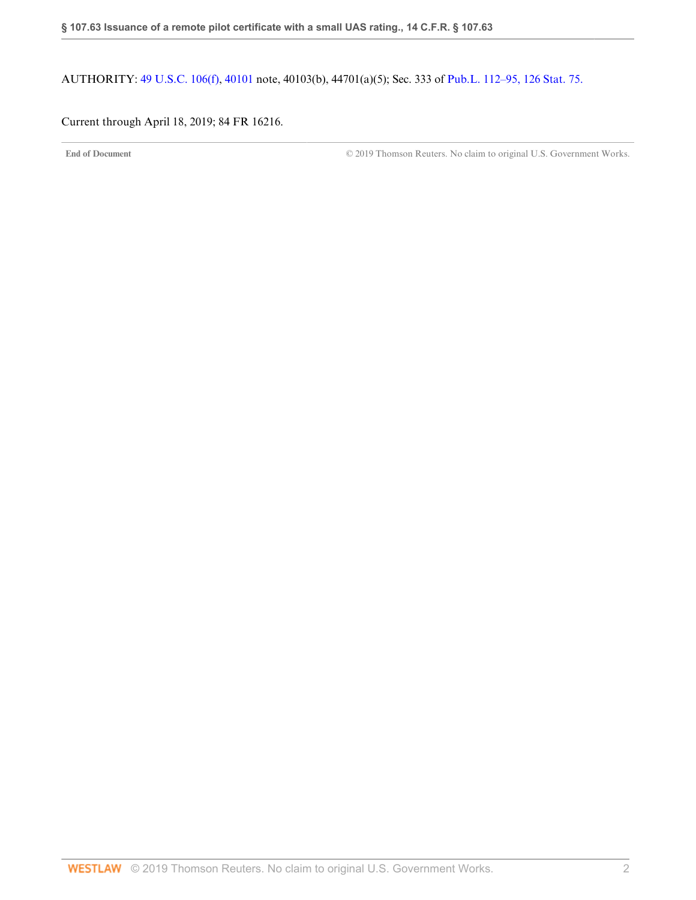AUTHORITY: 49 U.S.C. 106(f), 40101 note, 40103(b), 44701(a)(5); Sec. 333 of Pub.L. 112–95, 126 Stat. 75.

Current through April 18, 2019; 84 FR 16216.

End of Document © 2019 Thomson Reuters. No claim to original U.S. Government Works.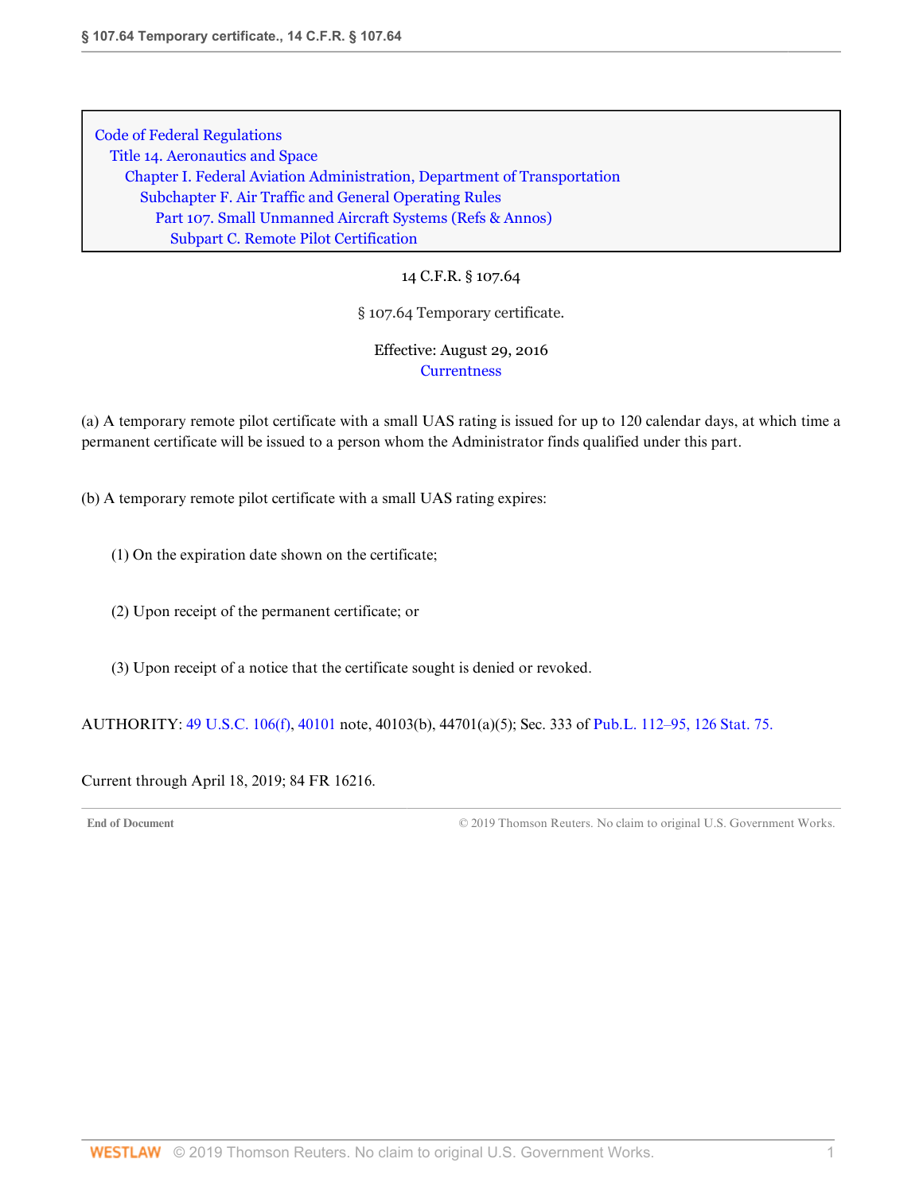Code of Federal Regulations
Title 14. Aeronautics and Space
Chapter I. Federal Aviation Administration, Department of Transportation
Subchapter F. Air Traffic and General Operating Rules
Part 107. Small Unmanned Aircraft Systems (Refs & Annos)
Subpart C. Remote Pilot Certification

14 C.F.R. § 107.64

# § 107.64 Temporary certificate.

Effective: August 29, 2016

Currentness

(a) A temporary remote pilot certificate with a small UAS rating is issued for up to 120 calendar days, at which time a permanent certificate will be issued to a person whom the Administrator finds qualified under this part.

(b) A temporary remote pilot certificate with a small UAS rating expires:

(1) On the expiration date shown on the certificate;

(2) Upon receipt of the permanent certificate; or

(3) Upon receipt of a notice that the certificate sought is denied or revoked.

AUTHORITY: 49 U.S.C. 106(f), 40101 note, 40103(b), 44701(a)(5); Sec. 333 of Pub.L. 112–95, 126 Stat. 75.

Current through April 18, 2019; 84 FR 16216.

End of Document © 2019 Thomson Reuters. No claim to original U.S. Government Works.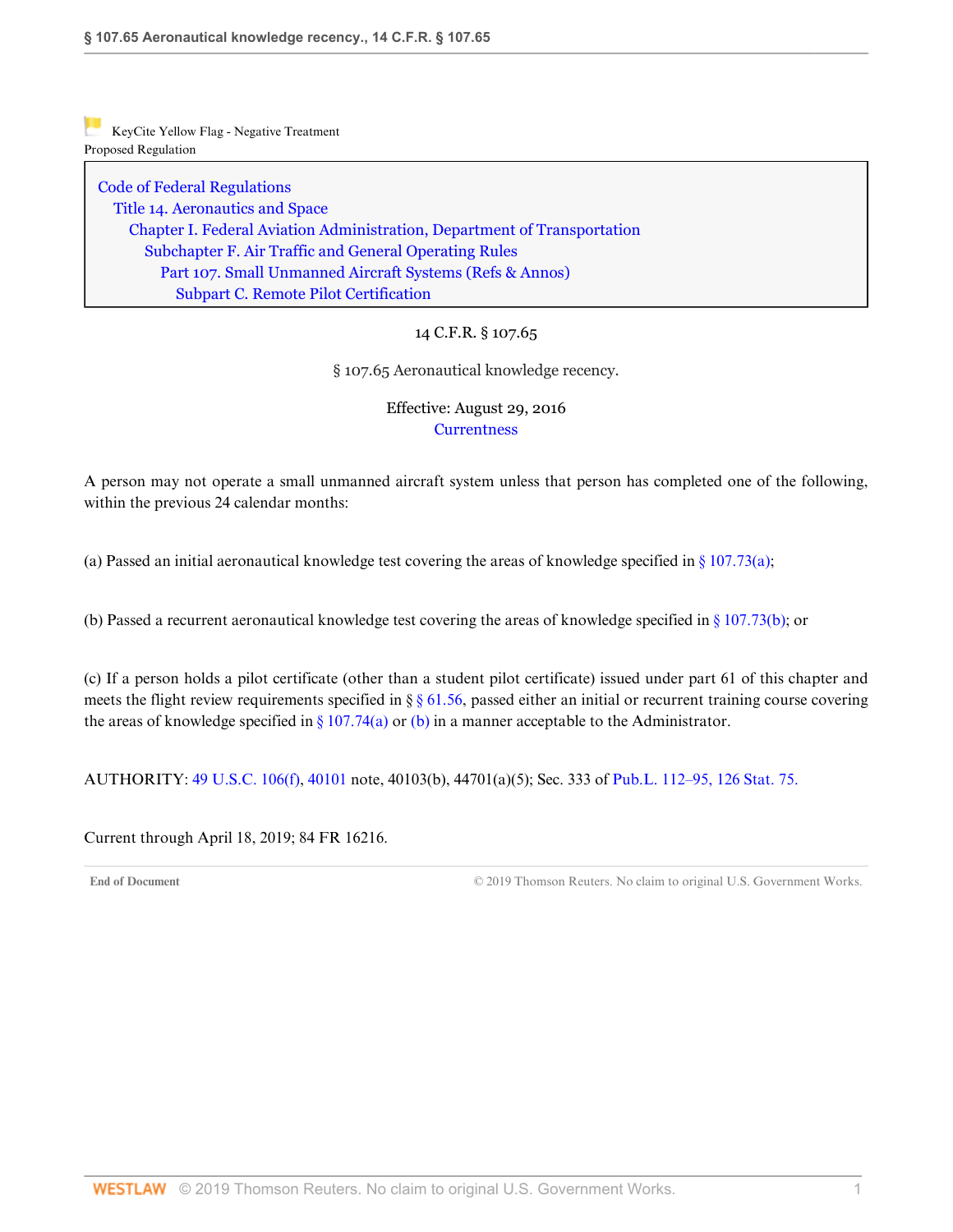KeyCite Yellow Flag - Negative Treatment
Proposed Regulation

Code of Federal Regulations
Title 14. Aeronautics and Space
Chapter I. Federal Aviation Administration, Department of Transportation
Subchapter F. Air Traffic and General Operating Rules
Part 107. Small Unmanned Aircraft Systems (Refs & Annos)
Subpart C. Remote Pilot Certification

14 C.F.R. § 107.65

# § 107.65 Aeronautical knowledge recency.

Effective: August 29, 2016

Currentness

A person may not operate a small unmanned aircraft system unless that person has completed one of the following, within the previous 24 calendar months:

(a) Passed an initial aeronautical knowledge test covering the areas of knowledge specified in § 107.73(a);

(b) Passed a recurrent aeronautical knowledge test covering the areas of knowledge specified in § 107.73(b); or

(c) If a person holds a pilot certificate (other than a student pilot certificate) issued under part 61 of this chapter and meets the flight review requirements specified in § § 61.56, passed either an initial or recurrent training course covering the areas of knowledge specified in § 107.74(a) or (b) in a manner acceptable to the Administrator.

AUTHORITY: 49 U.S.C. 106(f), 40101 note, 40103(b), 44701(a)(5); Sec. 333 of Pub.L. 112–95, 126 Stat. 75.

Current through April 18, 2019; 84 FR 16216.

End of Document © 2019 Thomson Reuters. No claim to original U.S. Government Works.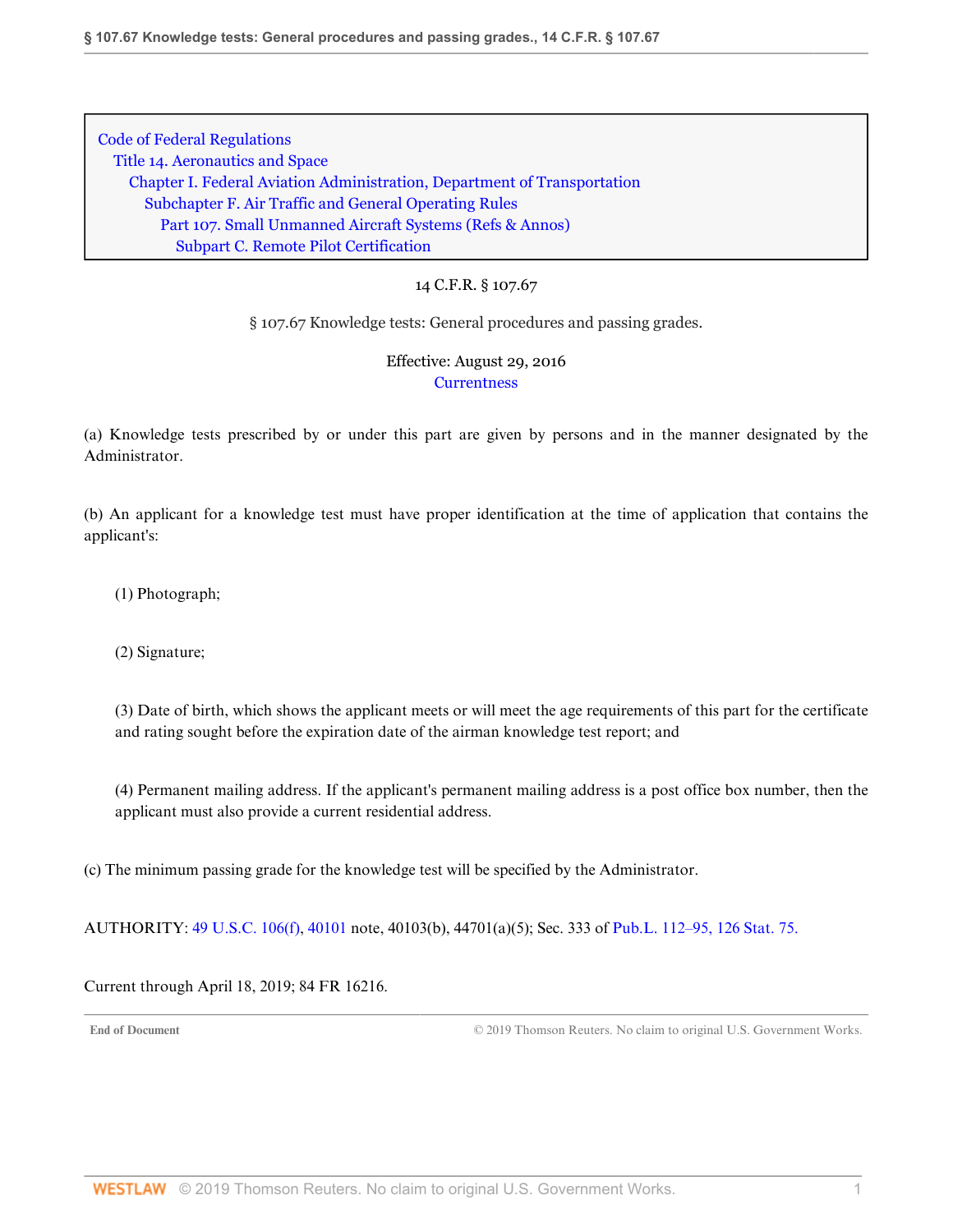Code of Federal Regulations
Title 14. Aeronautics and Space
Chapter I. Federal Aviation Administration, Department of Transportation
Subchapter F. Air Traffic and General Operating Rules
Part 107. Small Unmanned Aircraft Systems (Refs & Annos)
Subpart C. Remote Pilot Certification

14 C.F.R. § 107.67

## § 107.67 Knowledge tests: General procedures and passing grades.

Effective: August 29, 2016

Currentness

(a) Knowledge tests prescribed by or under this part are given by persons and in the manner designated by the Administrator.

(b) An applicant for a knowledge test must have proper identification at the time of application that contains the applicant's:

(1) Photograph;

(2) Signature;

(3) Date of birth, which shows the applicant meets or will meet the age requirements of this part for the certificate and rating sought before the expiration date of the airman knowledge test report; and

(4) Permanent mailing address. If the applicant's permanent mailing address is a post office box number, then the applicant must also provide a current residential address.

(c) The minimum passing grade for the knowledge test will be specified by the Administrator.

AUTHORITY: 49 U.S.C. 106(f), 40101 note, 40103(b), 44701(a)(5); Sec. 333 of Pub.L. 112–95, 126 Stat. 75.

Current through April 18, 2019; 84 FR 16216.

End of Document © 2019 Thomson Reuters. No claim to original U.S. Government Works.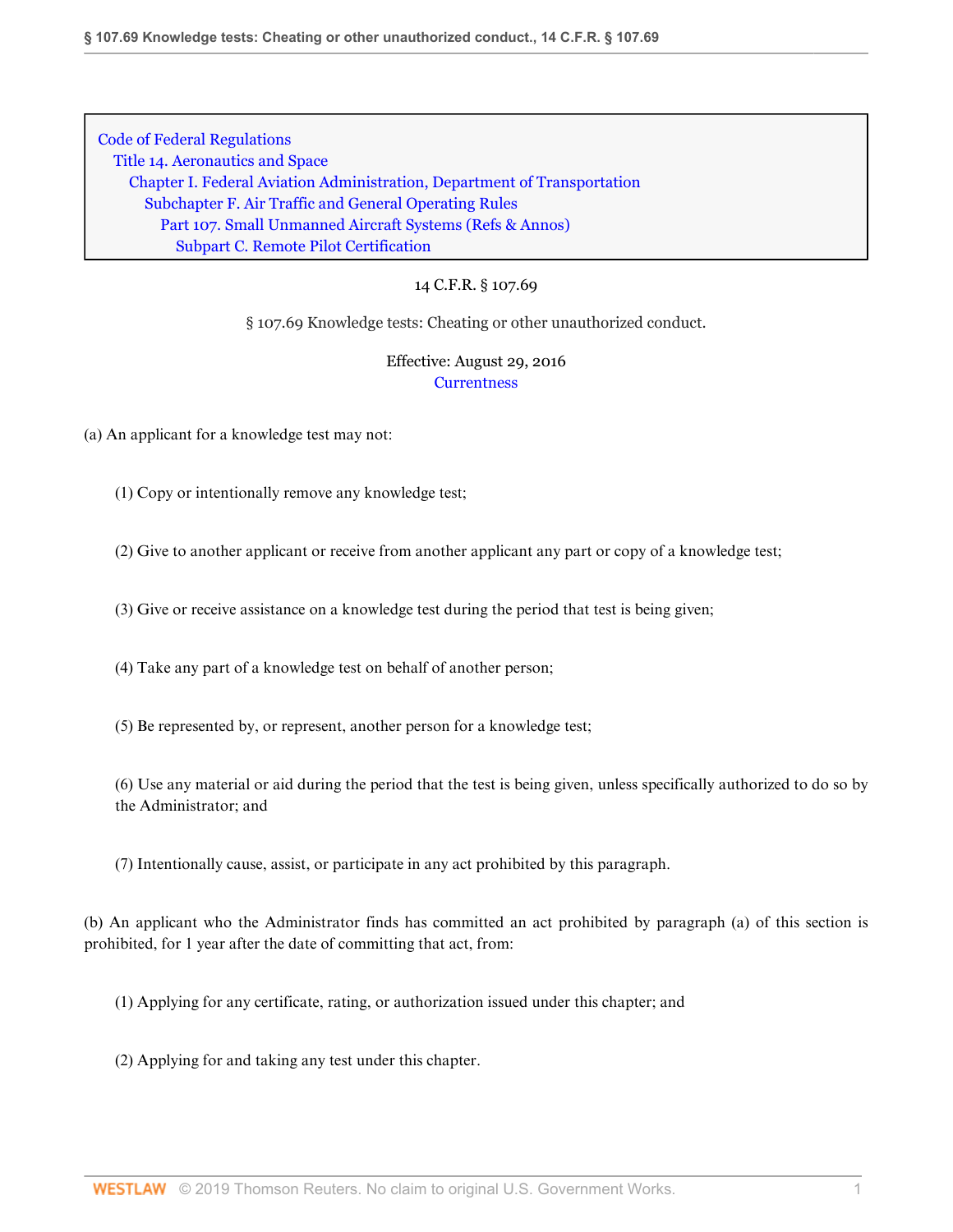Code of Federal Regulations
Title 14. Aeronautics and Space
Chapter I. Federal Aviation Administration, Department of Transportation
Subchapter F. Air Traffic and General Operating Rules
Part 107. Small Unmanned Aircraft Systems (Refs & Annos)
Subpart C. Remote Pilot Certification

14 C.F.R. § 107.69

§ 107.69 Knowledge tests: Cheating or other unauthorized conduct.

Effective: August 29, 2016

Currentness

(a) An applicant for a knowledge test may not:

(1) Copy or intentionally remove any knowledge test;

(2) Give to another applicant or receive from another applicant any part or copy of a knowledge test;

(3) Give or receive assistance on a knowledge test during the period that test is being given;

(4) Take any part of a knowledge test on behalf of another person;

(5) Be represented by, or represent, another person for a knowledge test;

(6) Use any material or aid during the period that the test is being given, unless specifically authorized to do so by the Administrator; and

(7) Intentionally cause, assist, or participate in any act prohibited by this paragraph.

(b) An applicant who the Administrator finds has committed an act prohibited by paragraph (a) of this section is prohibited, for 1 year after the date of committing that act, from:

(1) Applying for any certificate, rating, or authorization issued under this chapter; and

(2) Applying for and taking any test under this chapter.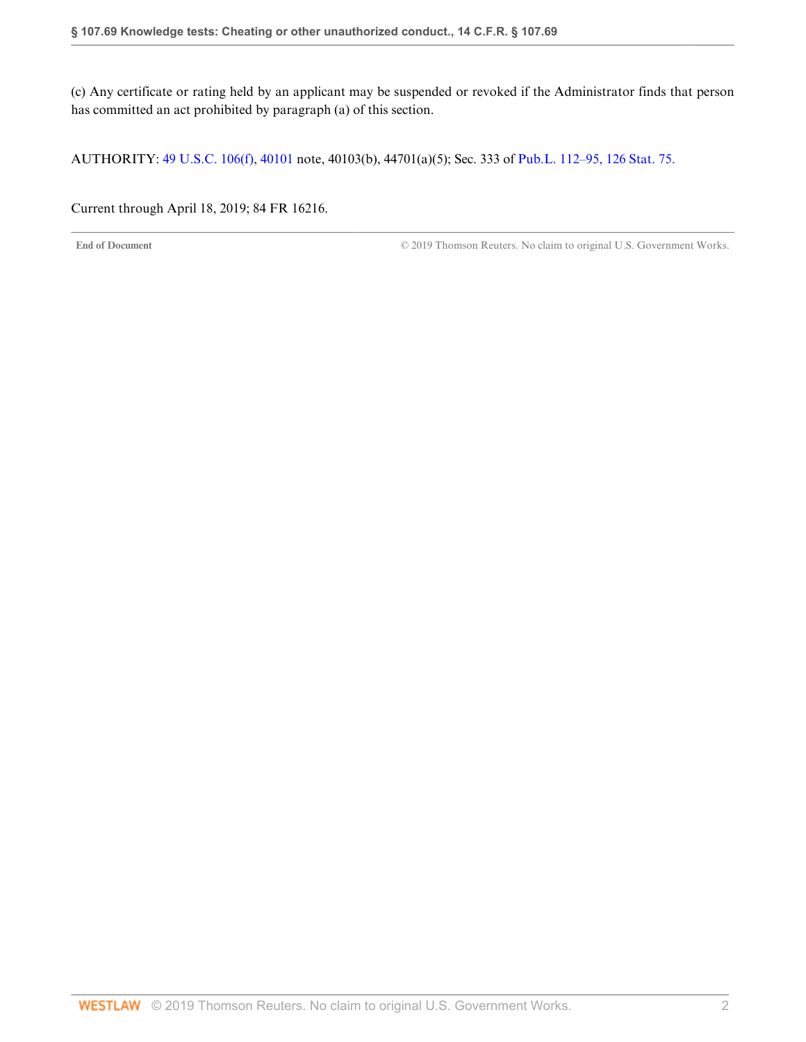(c) Any certificate or rating held by an applicant may be suspended or revoked if the Administrator finds that person has committed an act prohibited by paragraph (a) of this section.

AUTHORITY: 49 U.S.C. 106(f), 40101 note, 40103(b), 44701(a)(5); Sec. 333 of Pub.L. 112–95, 126 Stat. 75.

Current through April 18, 2019; 84 FR 16216.

End of Document © 2019 Thomson Reuters. No claim to original U.S. Government Works.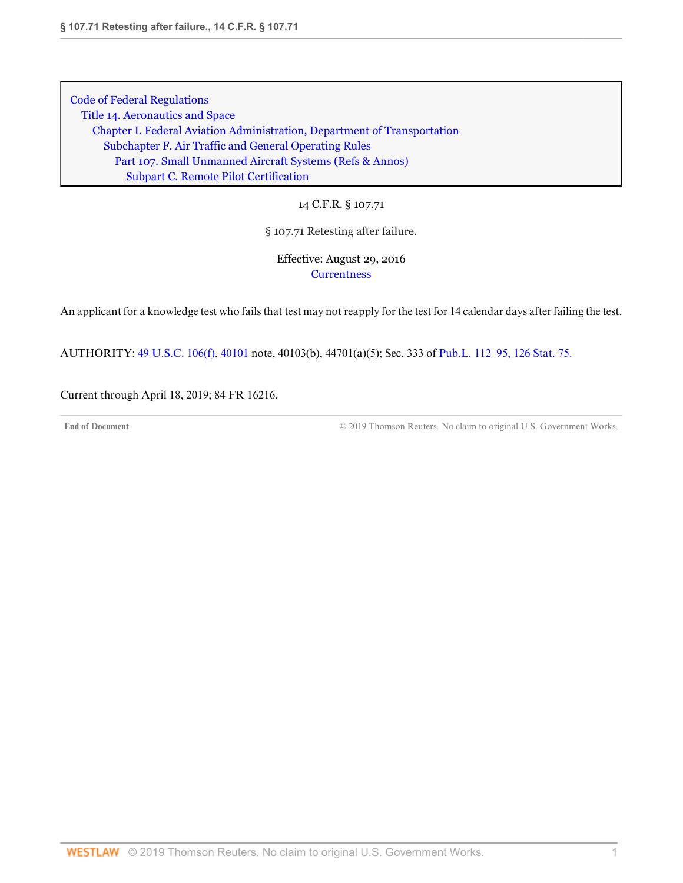Code of Federal Regulations
Title 14. Aeronautics and Space
Chapter I. Federal Aviation Administration, Department of Transportation
Subchapter F. Air Traffic and General Operating Rules
Part 107. Small Unmanned Aircraft Systems (Refs & Annos)
Subpart C. Remote Pilot Certification

14 C.F.R. § 107.71

# § 107.71 Retesting after failure.

Effective: August 29, 2016
Currentness

An applicant for a knowledge test who fails that test may not reapply for the test for 14 calendar days after failing the test.

AUTHORITY: 49 U.S.C. 106(f), 40101 note, 40103(b), 44701(a)(5); Sec. 333 of Pub.L. 112–95, 126 Stat. 75.

Current through April 18, 2019; 84 FR 16216.

End of Document © 2019 Thomson Reuters. No claim to original U.S. Government Works.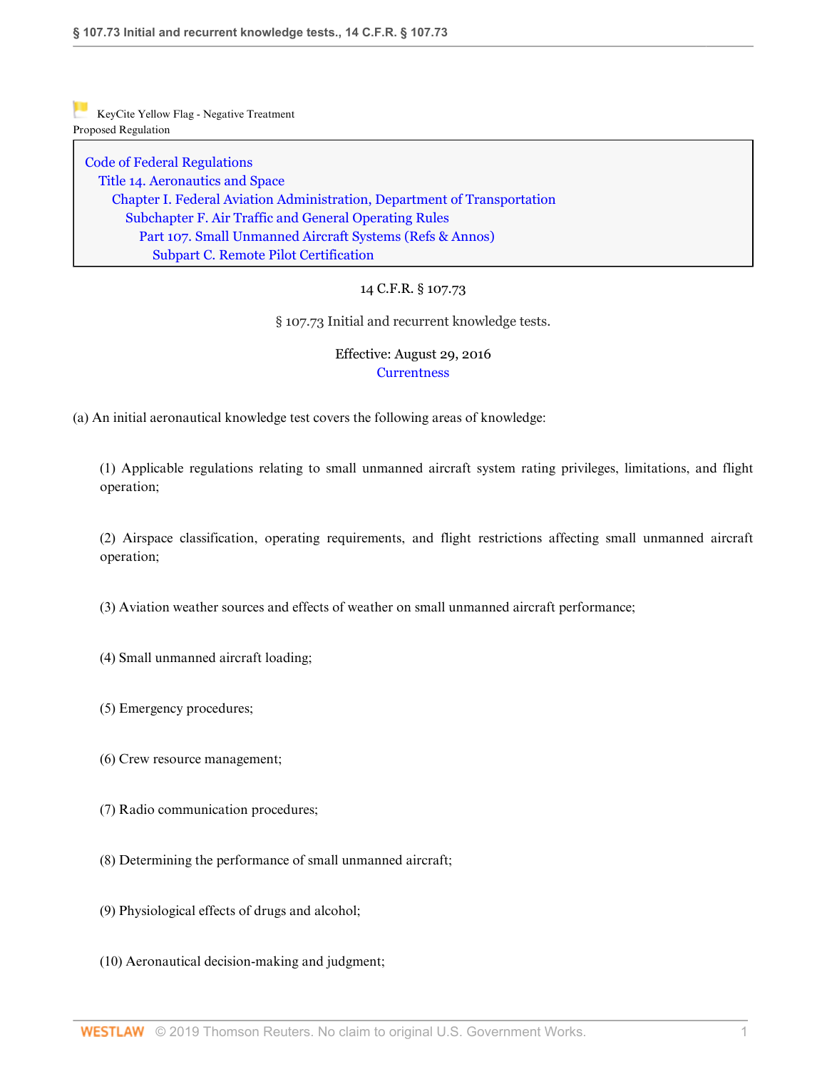KeyCite Yellow Flag - Negative Treatment
Proposed Regulation

Code of Federal Regulations
Title 14. Aeronautics and Space
Chapter I. Federal Aviation Administration, Department of Transportation
Subchapter F. Air Traffic and General Operating Rules
Part 107. Small Unmanned Aircraft Systems (Refs & Annos)
Subpart C. Remote Pilot Certification

14 C.F.R. § 107.73

§ 107.73 Initial and recurrent knowledge tests.

Effective: August 29, 2016
Currentness

(a) An initial aeronautical knowledge test covers the following areas of knowledge:

(1) Applicable regulations relating to small unmanned aircraft system rating privileges, limitations, and flight operation;

(2) Airspace classification, operating requirements, and flight restrictions affecting small unmanned aircraft operation;

(3) Aviation weather sources and effects of weather on small unmanned aircraft performance;

(4) Small unmanned aircraft loading;

(5) Emergency procedures;

(6) Crew resource management;

(7) Radio communication procedures;

(8) Determining the performance of small unmanned aircraft;

(9) Physiological effects of drugs and alcohol;

(10) Aeronautical decision-making and judgment;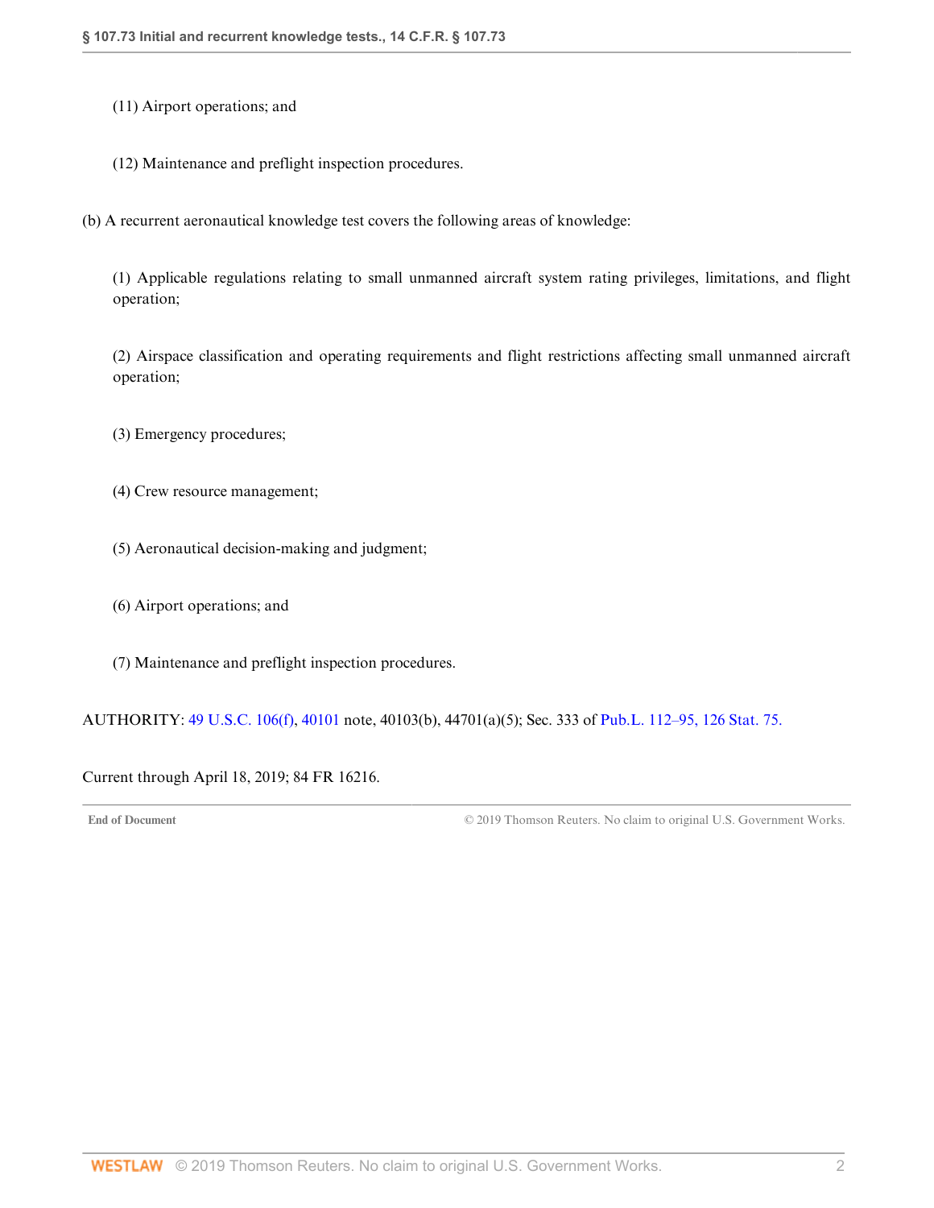(11) Airport operations; and

(12) Maintenance and preflight inspection procedures.

(b) A recurrent aeronautical knowledge test covers the following areas of knowledge:

(1) Applicable regulations relating to small unmanned aircraft system rating privileges, limitations, and flight operation;

(2) Airspace classification and operating requirements and flight restrictions affecting small unmanned aircraft operation;

(3) Emergency procedures;

(4) Crew resource management;

(5) Aeronautical decision-making and judgment;

(6) Airport operations; and

(7) Maintenance and preflight inspection procedures.

AUTHORITY: 49 U.S.C. 106(f), 40101 note, 40103(b), 44701(a)(5); Sec. 333 of Pub.L. 112–95, 126 Stat. 75.

Current through April 18, 2019; 84 FR 16216.

End of Document © 2019 Thomson Reuters. No claim to original U.S. Government Works.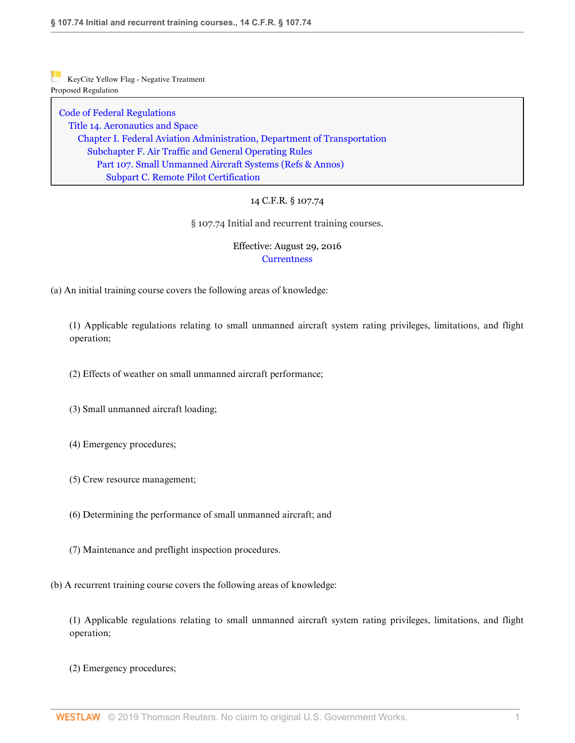KeyCite Yellow Flag - Negative Treatment
Proposed Regulation

Code of Federal Regulations
Title 14. Aeronautics and Space
Chapter I. Federal Aviation Administration, Department of Transportation
Subchapter F. Air Traffic and General Operating Rules
Part 107. Small Unmanned Aircraft Systems (Refs & Annos)
Subpart C. Remote Pilot Certification

14 C.F.R. § 107.74

§ 107.74 Initial and recurrent training courses.

Effective: August 29, 2016
Currentness

(a) An initial training course covers the following areas of knowledge:

(1) Applicable regulations relating to small unmanned aircraft system rating privileges, limitations, and flight operation;

(2) Effects of weather on small unmanned aircraft performance;

(3) Small unmanned aircraft loading;

(4) Emergency procedures;

(5) Crew resource management;

(6) Determining the performance of small unmanned aircraft; and

(7) Maintenance and preflight inspection procedures.

(b) A recurrent training course covers the following areas of knowledge:

(1) Applicable regulations relating to small unmanned aircraft system rating privileges, limitations, and flight operation;

(2) Emergency procedures;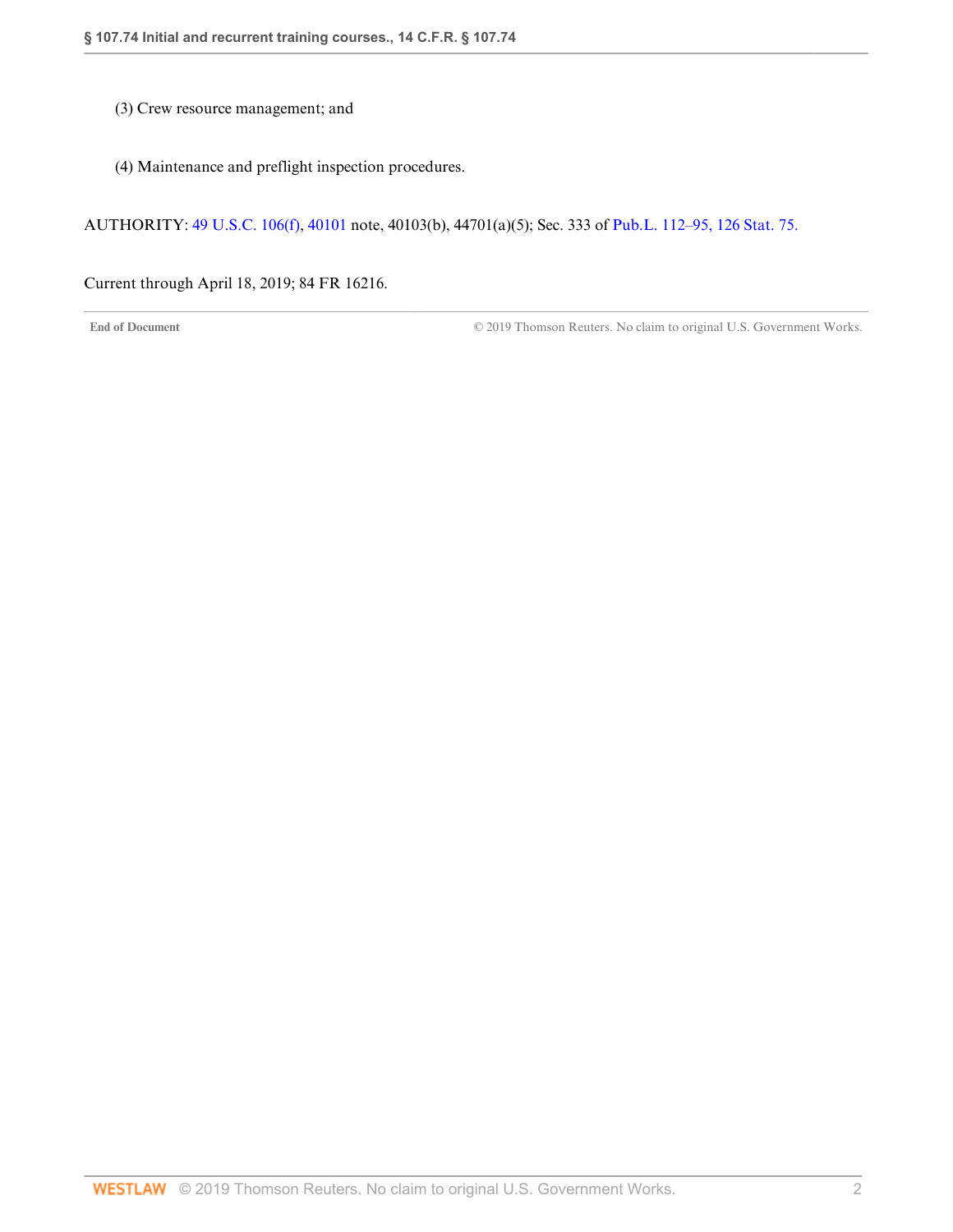(3) Crew resource management; and

(4) Maintenance and preflight inspection procedures.

AUTHORITY: 49 U.S.C. 106(f), 40101 note, 40103(b), 44701(a)(5); Sec. 333 of Pub.L. 112–95, 126 Stat. 75.

Current through April 18, 2019; 84 FR 16216.

End of Document © 2019 Thomson Reuters. No claim to original U.S. Government Works.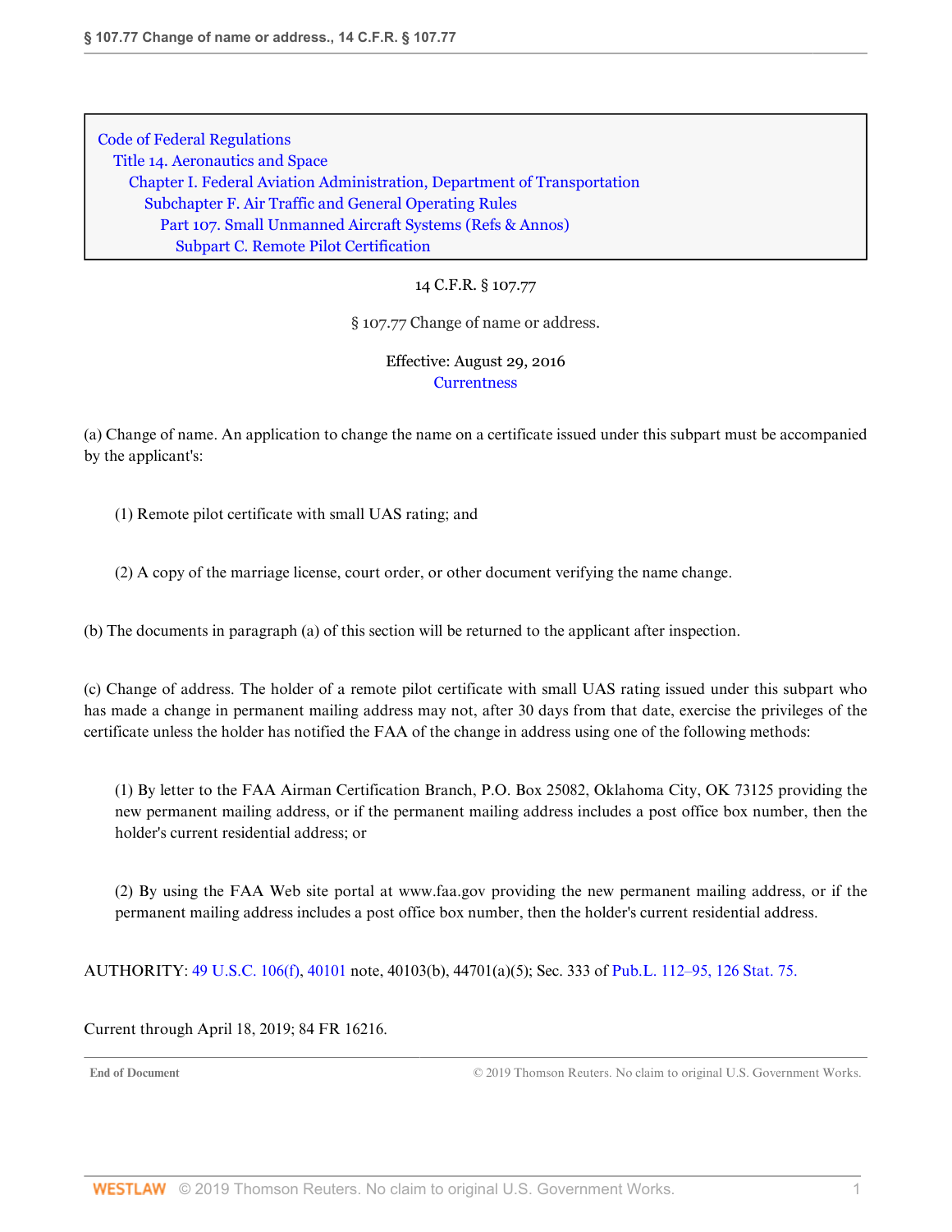Code of Federal Regulations
Title 14. Aeronautics and Space
Chapter I. Federal Aviation Administration, Department of Transportation
Subchapter F. Air Traffic and General Operating Rules
Part 107. Small Unmanned Aircraft Systems (Refs & Annos)
Subpart C. Remote Pilot Certification

14 C.F.R. § 107.77

# § 107.77 Change of name or address.

Effective: August 29, 2016
Currentness

(a) Change of name. An application to change the name on a certificate issued under this subpart must be accompanied by the applicant's:

(1) Remote pilot certificate with small UAS rating; and

(2) A copy of the marriage license, court order, or other document verifying the name change.

(b) The documents in paragraph (a) of this section will be returned to the applicant after inspection.

(c) Change of address. The holder of a remote pilot certificate with small UAS rating issued under this subpart who has made a change in permanent mailing address may not, after 30 days from that date, exercise the privileges of the certificate unless the holder has notified the FAA of the change in address using one of the following methods:

(1) By letter to the FAA Airman Certification Branch, P.O. Box 25082, Oklahoma City, OK 73125 providing the new permanent mailing address, or if the permanent mailing address includes a post office box number, then the holder's current residential address; or

(2) By using the FAA Web site portal at www.faa.gov providing the new permanent mailing address, or if the permanent mailing address includes a post office box number, then the holder's current residential address.

AUTHORITY: 49 U.S.C. 106(f), 40101 note, 40103(b), 44701(a)(5); Sec. 333 of Pub.L. 112–95, 126 Stat. 75.

Current through April 18, 2019; 84 FR 16216.

End of Document © 2019 Thomson Reuters. No claim to original U.S. Government Works.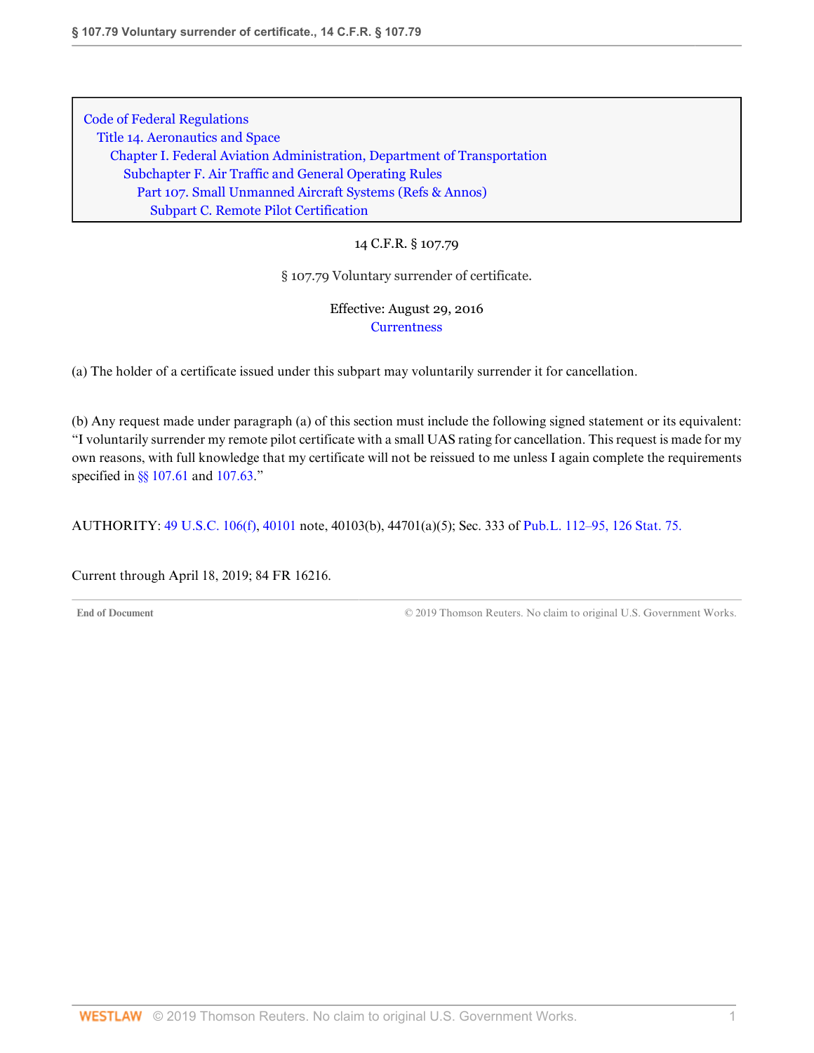Code of Federal Regulations
Title 14. Aeronautics and Space
Chapter I. Federal Aviation Administration, Department of Transportation
Subchapter F. Air Traffic and General Operating Rules
Part 107. Small Unmanned Aircraft Systems (Refs & Annos)
Subpart C. Remote Pilot Certification

14 C.F.R. § 107.79

# § 107.79 Voluntary surrender of certificate.

Effective: August 29, 2016
Currentness

(a) The holder of a certificate issued under this subpart may voluntarily surrender it for cancellation.

(b) Any request made under paragraph (a) of this section must include the following signed statement or its equivalent: "I voluntarily surrender my remote pilot certificate with a small UAS rating for cancellation. This request is made for my own reasons, with full knowledge that my certificate will not be reissued to me unless I again complete the requirements specified in §§ 107.61 and 107.63."

AUTHORITY: 49 U.S.C. 106(f), 40101 note, 40103(b), 44701(a)(5); Sec. 333 of Pub.L. 112–95, 126 Stat. 75.

Current through April 18, 2019; 84 FR 16216.

End of Document © 2019 Thomson Reuters. No claim to original U.S. Government Works.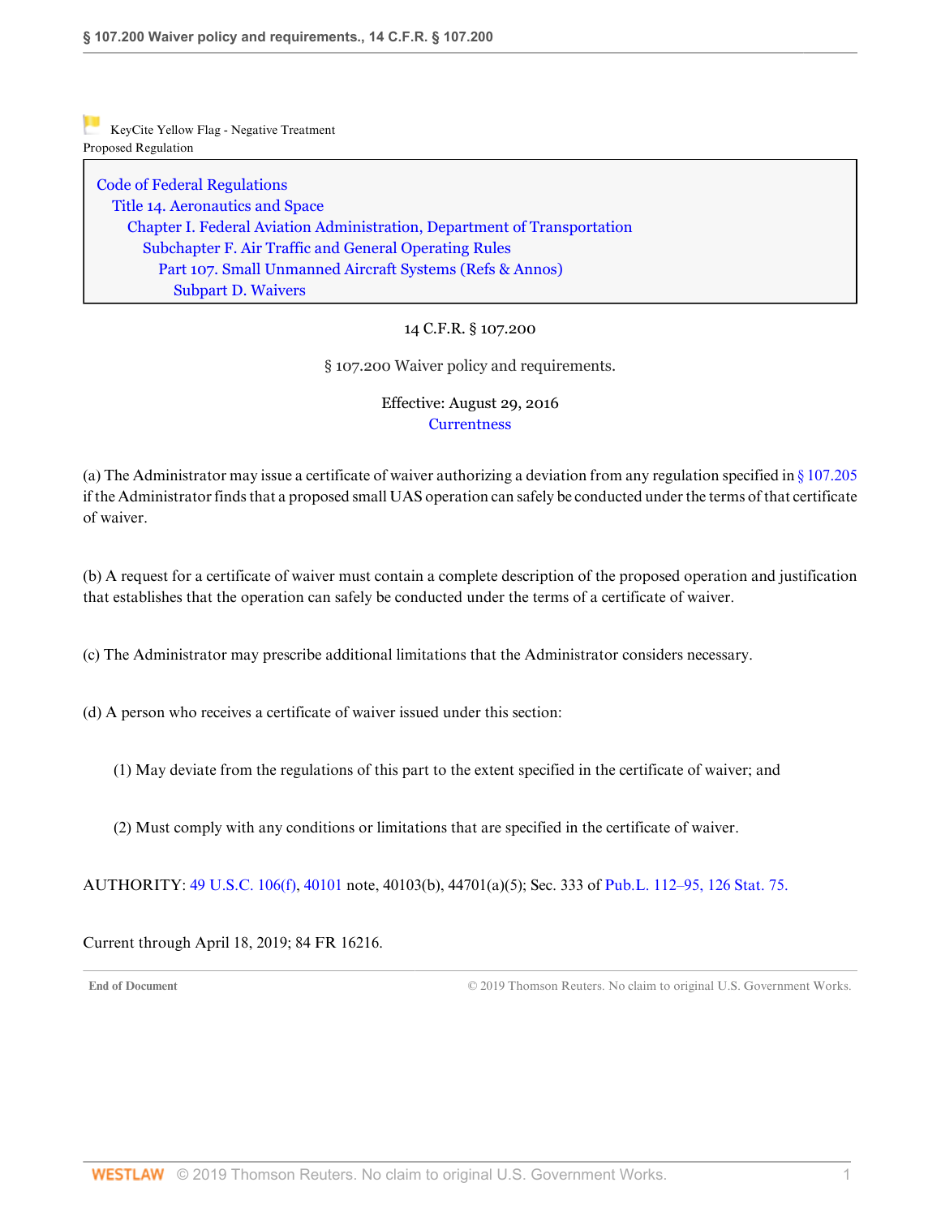KeyCite Yellow Flag - Negative Treatment
Proposed Regulation

Code of Federal Regulations
Title 14. Aeronautics and Space
Chapter I. Federal Aviation Administration, Department of Transportation
Subchapter F. Air Traffic and General Operating Rules
Part 107. Small Unmanned Aircraft Systems (Refs & Annos)
Subpart D. Waivers

14 C.F.R. § 107.200

§ 107.200 Waiver policy and requirements.

Effective: August 29, 2016
Currentness

(a) The Administrator may issue a certificate of waiver authorizing a deviation from any regulation specified in § 107.205 if the Administrator finds that a proposed small UAS operation can safely be conducted under the terms of that certificate of waiver.

(b) A request for a certificate of waiver must contain a complete description of the proposed operation and justification that establishes that the operation can safely be conducted under the terms of a certificate of waiver.

(c) The Administrator may prescribe additional limitations that the Administrator considers necessary.

(d) A person who receives a certificate of waiver issued under this section:

(1) May deviate from the regulations of this part to the extent specified in the certificate of waiver; and

(2) Must comply with any conditions or limitations that are specified in the certificate of waiver.

AUTHORITY: 49 U.S.C. 106(f), 40101 note, 40103(b), 44701(a)(5); Sec. 333 of Pub.L. 112–95, 126 Stat. 75.

Current through April 18, 2019; 84 FR 16216.

End of Document © 2019 Thomson Reuters. No claim to original U.S. Government Works.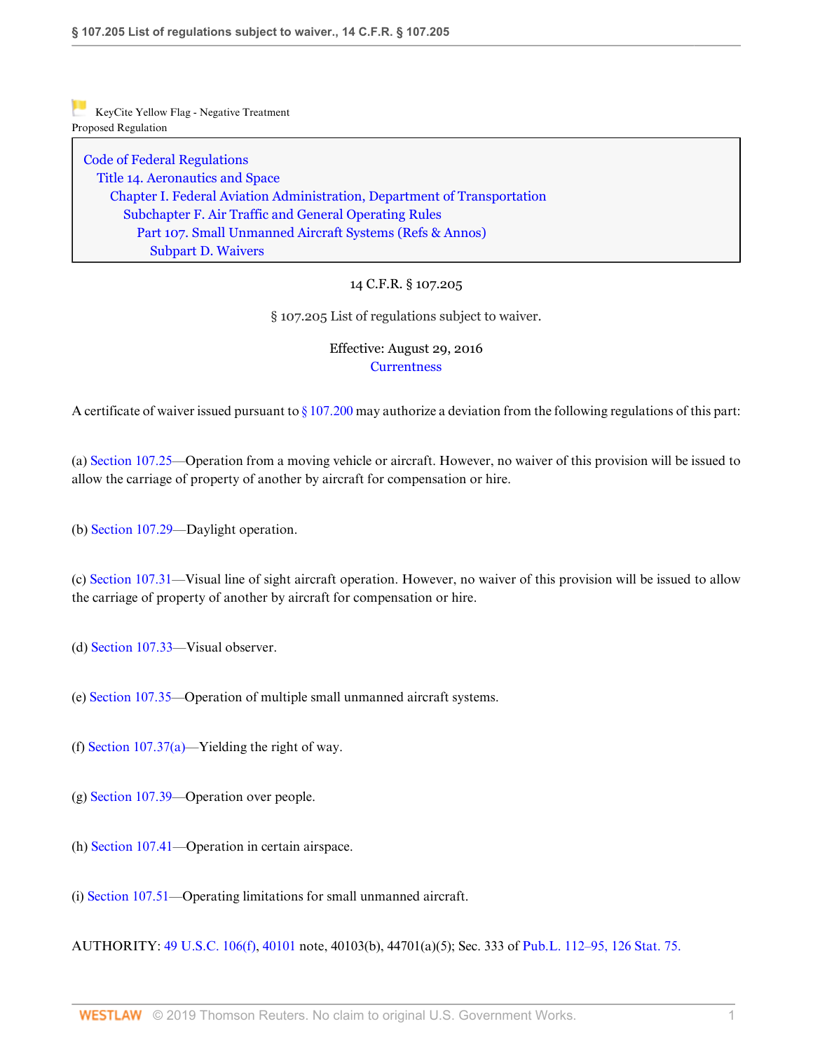KeyCite Yellow Flag - Negative Treatment
Proposed Regulation

Code of Federal Regulations
Title 14. Aeronautics and Space
Chapter I. Federal Aviation Administration, Department of Transportation
Subchapter F. Air Traffic and General Operating Rules
Part 107. Small Unmanned Aircraft Systems (Refs & Annos)
Subpart D. Waivers

14 C.F.R. § 107.205

§ 107.205 List of regulations subject to waiver.

Effective: August 29, 2016
Currentness

A certificate of waiver issued pursuant to § 107.200 may authorize a deviation from the following regulations of this part:

(a) Section 107.25—Operation from a moving vehicle or aircraft. However, no waiver of this provision will be issued to allow the carriage of property of another by aircraft for compensation or hire.

(b) Section 107.29—Daylight operation.

(c) Section 107.31—Visual line of sight aircraft operation. However, no waiver of this provision will be issued to allow the carriage of property of another by aircraft for compensation or hire.

(d) Section 107.33—Visual observer.

(e) Section 107.35—Operation of multiple small unmanned aircraft systems.

(f) Section 107.37(a)—Yielding the right of way.

(g) Section 107.39—Operation over people.

(h) Section 107.41—Operation in certain airspace.

(i) Section 107.51—Operating limitations for small unmanned aircraft.

AUTHORITY: 49 U.S.C. 106(f), 40101 note, 40103(b), 44701(a)(5); Sec. 333 of Pub.L. 112–95, 126 Stat. 75.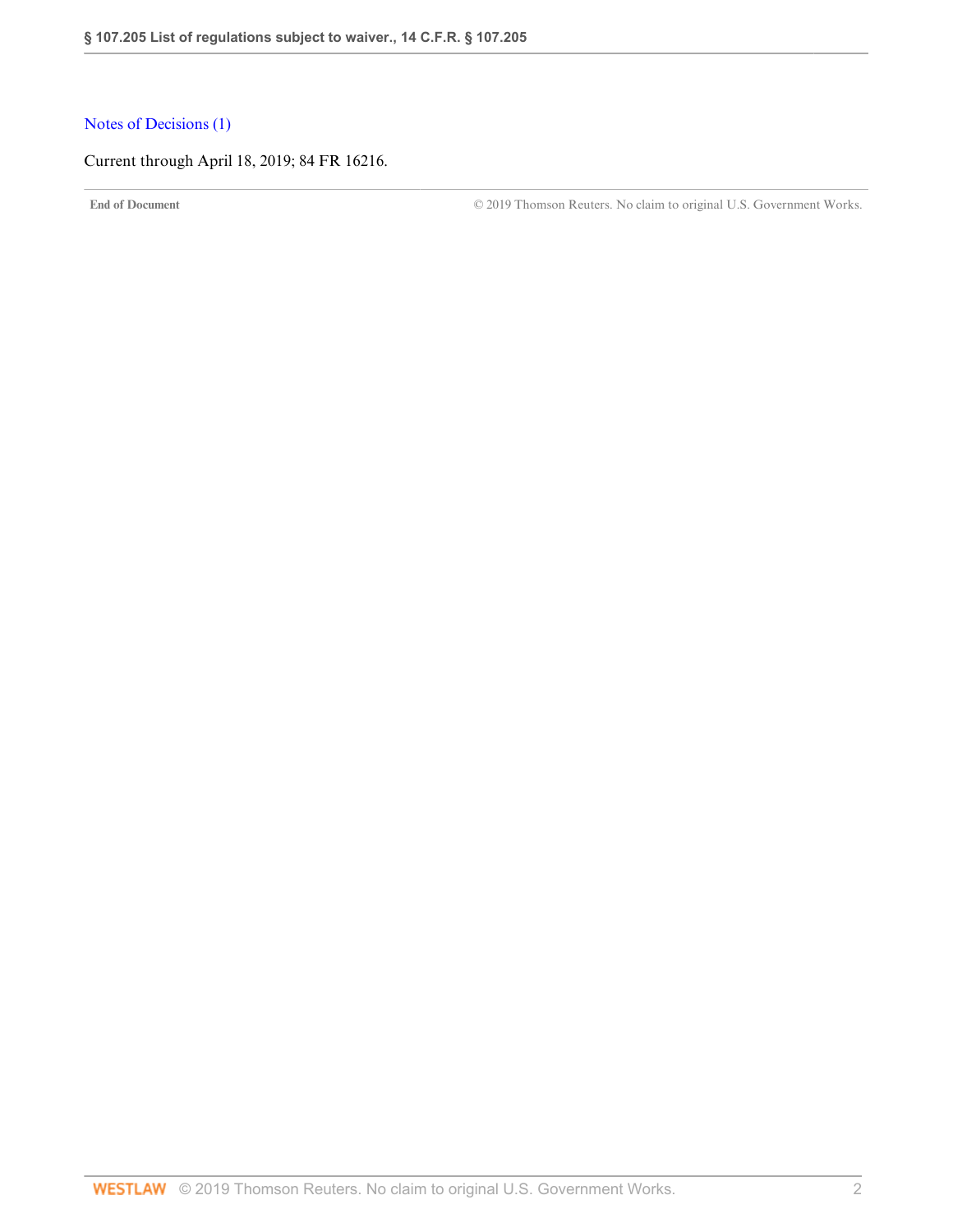Notes of Decisions (1)

Current through April 18, 2019; 84 FR 16216.

**End of Document** © 2019 Thomson Reuters. No claim to original U.S. Government Works.